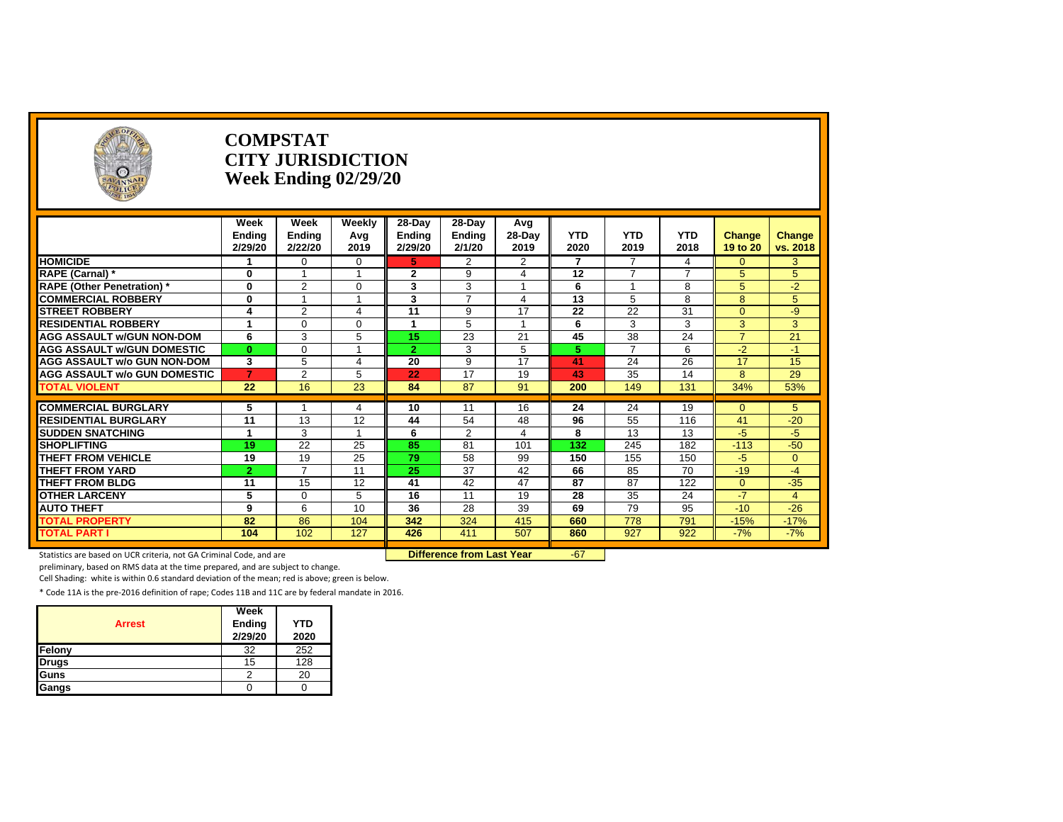# COMPSTAT
## CITY JURISDICTION
## Week Ending 02/29/20

| | Week Ending 2/29/20 | Week Ending 2/22/20 | Weekly Avg 2019 | 28-Day Ending 2/29/20 | 28-Day Ending 2/1/20 | Avg 28-Day 2019 | YTD 2020 | YTD 2019 | YTD 2018 | Change 19 to 20 | Change vs. 2018 |
|---|---|---|---|---|---|---|---|---|---|---|---|
| HOMICIDE | 1 | 0 | 0 | 5 | 2 | 2 | 7 | 7 | 4 | 0 | 3 |
| RAPE (Carnal) * | 0 | 1 | 1 | 2 | 9 | 4 | 12 | 7 | 7 | 5 | 5 |
| RAPE (Other Penetration) * | 0 | 2 | 0 | 3 | 3 | 1 | 6 | 1 | 8 | 5 | -2 |
| COMMERCIAL ROBBERY | 0 | 1 | 1 | 3 | 7 | 4 | 13 | 5 | 8 | 8 | 5 |
| STREET ROBBERY | 4 | 2 | 4 | 11 | 9 | 17 | 22 | 22 | 31 | 0 | -9 |
| RESIDENTIAL ROBBERY | 1 | 0 | 0 | 1 | 5 | 1 | 6 | 3 | 3 | 3 | 3 |
| AGG ASSAULT w/GUN NON-DOM | 6 | 3 | 5 | 15 | 23 | 21 | 45 | 38 | 24 | 7 | 21 |
| AGG ASSAULT w/GUN DOMESTIC | 0 | 0 | 1 | 2 | 3 | 5 | 5 | 7 | 6 | -2 | -1 |
| AGG ASSAULT w/o GUN NON-DOM | 3 | 5 | 4 | 20 | 9 | 17 | 41 | 24 | 26 | 17 | 15 |
| AGG ASSAULT w/o GUN DOMESTIC | 7 | 2 | 5 | 22 | 17 | 19 | 43 | 35 | 14 | 8 | 29 |
| TOTAL VIOLENT | 22 | 16 | 23 | 84 | 87 | 91 | 200 | 149 | 131 | 34% | 53% |
| COMMERCIAL BURGLARY | 5 | 1 | 4 | 10 | 11 | 16 | 24 | 24 | 19 | 0 | 5 |
| RESIDENTIAL BURGLARY | 11 | 13 | 12 | 44 | 54 | 48 | 96 | 55 | 116 | 41 | -20 |
| SUDDEN SNATCHING | 1 | 3 | 1 | 6 | 2 | 4 | 8 | 13 | 13 | -5 | -5 |
| SHOPLIFTING | 19 | 22 | 25 | 85 | 81 | 101 | 132 | 245 | 182 | -113 | -50 |
| THEFT FROM VEHICLE | 19 | 19 | 25 | 79 | 58 | 99 | 150 | 155 | 150 | -5 | 0 |
| THEFT FROM YARD | 2 | 7 | 11 | 25 | 37 | 42 | 66 | 85 | 70 | -19 | -4 |
| THEFT FROM BLDG | 11 | 15 | 12 | 41 | 42 | 47 | 87 | 87 | 122 | 0 | -35 |
| OTHER LARCENY | 5 | 0 | 5 | 16 | 11 | 19 | 28 | 35 | 24 | -7 | 4 |
| AUTO THEFT | 9 | 6 | 10 | 36 | 28 | 39 | 69 | 79 | 95 | -10 | -26 |
| TOTAL PROPERTY | 82 | 86 | 104 | 342 | 324 | 415 | 660 | 778 | 791 | -15% | -17% |
| TOTAL PART I | 104 | 102 | 127 | 426 | 411 | 507 | 860 | 927 | 922 | -7% | -7% |

**Difference from Last Year**: -67

Statistics are based on UCR criteria, not GA Criminal Code, and are preliminary, based on RMS data at the time prepared, and are subject to change.

Cell Shading: white is within 0.6 standard deviation of the mean; red is above; green is below.

* Code 11A is the pre-2016 definition of rape; Codes 11B and 11C are by federal mandate in 2016.

| Arrest | Week Ending 2/29/20 | YTD 2020 |
|---|---|---|
| Felony | 32 | 252 |
| Drugs | 15 | 128 |
| Guns | 2 | 20 |
| Gangs | 0 | 0 |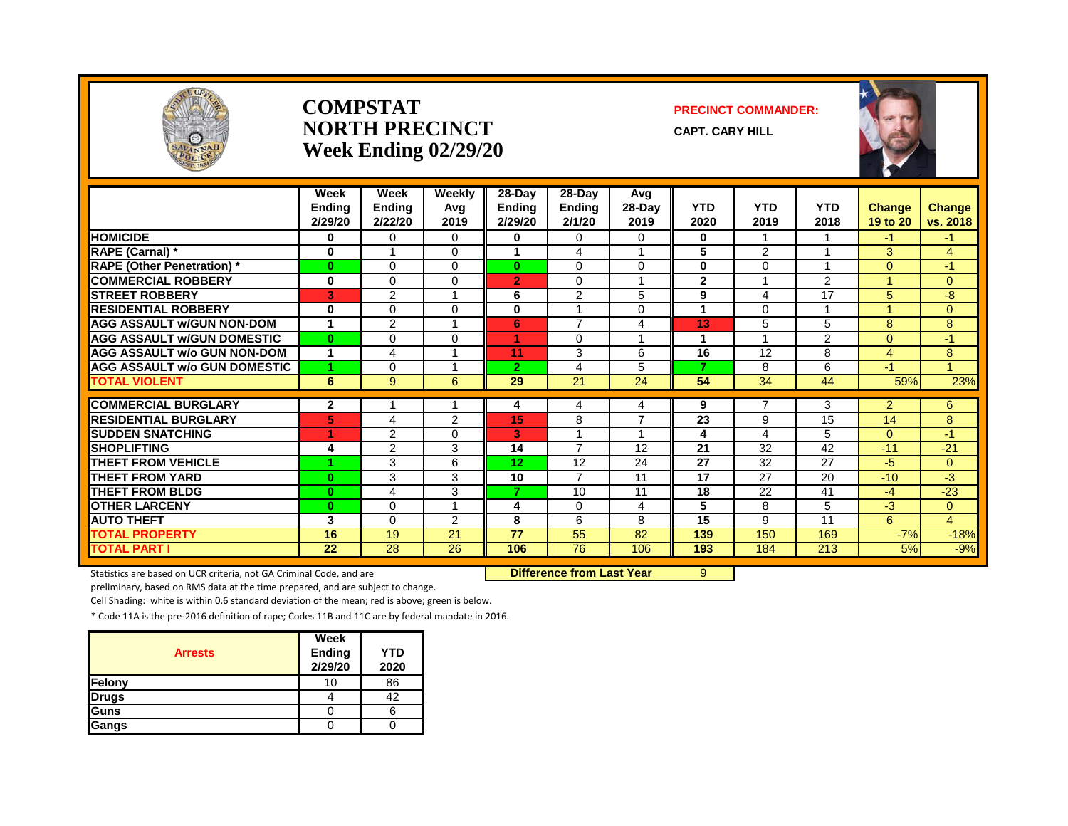# COMPSTAT
# NORTH PRECINCT
# Week Ending 02/29/20

**PRECINCT COMMANDER:**

**CAPT. CARY HILL**

| | Week Ending 2/29/20 | Week Ending 2/22/20 | Weekly Avg 2019 | 28-Day Ending 2/29/20 | 28-Day Ending 2/1/20 | Avg 28-Day 2019 | YTD 2020 | YTD 2019 | YTD 2018 | Change 19 to 20 | Change vs. 2018 |
|---|---|---|---|---|---|---|---|---|---|---|---|
| HOMICIDE | 0 | 0 | 0 | 0 | 0 | 0 | 0 | 1 | 1 | -1 | -1 |
| RAPE (Carnal) * | 0 | 1 | 0 | 1 | 4 | 1 | 5 | 2 | 1 | 3 | 4 |
| RAPE (Other Penetration) * | 0 | 0 | 0 | 0 | 0 | 0 | 0 | 0 | 1 | 0 | -1 |
| COMMERCIAL ROBBERY | 0 | 0 | 0 | 2 | 0 | 1 | 2 | 1 | 2 | 1 | 0 |
| STREET ROBBERY | 3 | 2 | 1 | 6 | 2 | 5 | 9 | 4 | 17 | 5 | -8 |
| RESIDENTIAL ROBBERY | 0 | 0 | 0 | 0 | 1 | 0 | 1 | 0 | 1 | 1 | 0 |
| AGG ASSAULT w/GUN NON-DOM | 1 | 2 | 1 | 6 | 7 | 4 | 13 | 5 | 5 | 8 | 8 |
| AGG ASSAULT w/GUN DOMESTIC | 0 | 0 | 0 | 1 | 0 | 1 | 1 | 1 | 2 | 0 | -1 |
| AGG ASSAULT w/o GUN NON-DOM | 1 | 4 | 1 | 11 | 3 | 6 | 16 | 12 | 8 | 4 | 8 |
| AGG ASSAULT w/o GUN DOMESTIC | 1 | 0 | 1 | 2 | 4 | 5 | 7 | 8 | 6 | -1 | 1 |
| TOTAL VIOLENT | 6 | 9 | 6 | 29 | 21 | 24 | 54 | 34 | 44 | 59% | 23% |
| COMMERCIAL BURGLARY | 2 | 1 | 1 | 4 | 4 | 4 | 9 | 7 | 3 | 2 | 6 |
| RESIDENTIAL BURGLARY | 5 | 4 | 2 | 15 | 8 | 7 | 23 | 9 | 15 | 14 | 8 |
| SUDDEN SNATCHING | 1 | 2 | 0 | 3 | 1 | 1 | 4 | 4 | 5 | 0 | -1 |
| SHOPLIFTING | 4 | 2 | 3 | 14 | 7 | 12 | 21 | 32 | 42 | -11 | -21 |
| THEFT FROM VEHICLE | 1 | 3 | 6 | 12 | 12 | 24 | 27 | 32 | 27 | -5 | 0 |
| THEFT FROM YARD | 0 | 3 | 3 | 10 | 7 | 11 | 17 | 27 | 20 | -10 | -3 |
| THEFT FROM BLDG | 0 | 4 | 3 | 7 | 10 | 11 | 18 | 22 | 41 | -4 | -23 |
| OTHER LARCENY | 0 | 0 | 1 | 4 | 0 | 4 | 5 | 8 | 5 | -3 | 0 |
| AUTO THEFT | 3 | 0 | 2 | 8 | 6 | 8 | 15 | 9 | 11 | 6 | 4 |
| TOTAL PROPERTY | 16 | 19 | 21 | 77 | 55 | 82 | 139 | 150 | 169 | -7% | -18% |
| TOTAL PART I | 22 | 28 | 26 | 106 | 76 | 106 | 193 | 184 | 213 | 5% | -9% |

**Difference from Last Year** 9

Statistics are based on UCR criteria, not GA Criminal Code, and are preliminary, based on RMS data at the time prepared, and are subject to change.

Cell Shading: white is within 0.6 standard deviation of the mean; red is above; green is below.

* Code 11A is the pre-2016 definition of rape; Codes 11B and 11C are by federal mandate in 2016.

| Arrests | Week Ending 2/29/20 | YTD 2020 |
|---|---|---|
| Felony | 10 | 86 |
| Drugs | 4 | 42 |
| Guns | 0 | 6 |
| Gangs | 0 | 0 |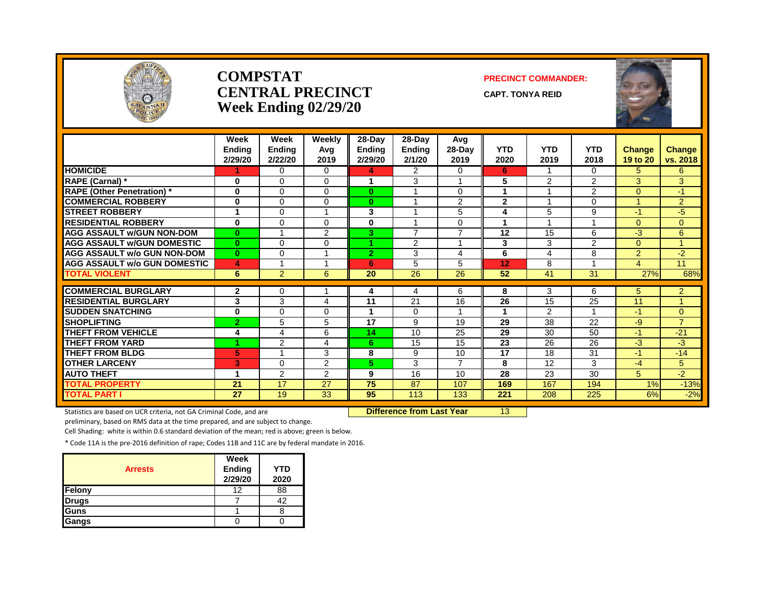# COMPSTAT
# CENTRAL PRECINCT
# Week Ending 02/29/20

**PRECINCT COMMANDER:**

**CAPT. TONYA REID**

| | Week Ending 2/29/20 | Week Ending 2/22/20 | Weekly Avg 2019 | 28-Day Ending 2/29/20 | 28-Day Ending 2/1/20 | Avg 28-Day 2019 | YTD 2020 | YTD 2019 | YTD 2018 | Change 19 to 20 | Change vs. 2018 |
|---|---|---|---|---|---|---|---|---|---|---|---|
| HOMICIDE | 1 | 0 | 0 | 4 | 2 | 0 | 6 | 1 | 0 | 5 | 6 |
| RAPE (Carnal) * | 0 | 0 | 0 | 1 | 3 | 1 | 5 | 2 | 2 | 3 | 3 |
| RAPE (Other Penetration) * | 0 | 0 | 0 | 0 | 1 | 0 | 1 | 1 | 2 | 0 | -1 |
| COMMERCIAL ROBBERY | 0 | 0 | 0 | 0 | 1 | 2 | 2 | 1 | 0 | 1 | 2 |
| STREET ROBBERY | 1 | 0 | 1 | 3 | 1 | 5 | 4 | 5 | 9 | -1 | -5 |
| RESIDENTIAL ROBBERY | 0 | 0 | 0 | 0 | 1 | 0 | 1 | 1 | 1 | 0 | 0 |
| AGG ASSAULT w/GUN NON-DOM | 0 | 1 | 2 | 3 | 7 | 7 | 12 | 15 | 6 | -3 | 6 |
| AGG ASSAULT w/GUN DOMESTIC | 0 | 0 | 0 | 1 | 2 | 1 | 3 | 3 | 2 | 0 | 1 |
| AGG ASSAULT w/o GUN NON-DOM | 0 | 0 | 1 | 2 | 3 | 4 | 6 | 4 | 8 | 2 | -2 |
| AGG ASSAULT w/o GUN DOMESTIC | 4 | 1 | 1 | 6 | 5 | 5 | 12 | 8 | 1 | 4 | 11 |
| TOTAL VIOLENT | 6 | 2 | 6 | 20 | 26 | 26 | 52 | 41 | 31 | 27% | 68% |
| COMMERCIAL BURGLARY | 2 | 0 | 1 | 4 | 4 | 6 | 8 | 3 | 6 | 5 | 2 |
| RESIDENTIAL BURGLARY | 3 | 3 | 4 | 11 | 21 | 16 | 26 | 15 | 25 | 11 | 1 |
| SUDDEN SNATCHING | 0 | 0 | 0 | 1 | 0 | 1 | 1 | 2 | 1 | -1 | 0 |
| SHOPLIFTING | 2 | 5 | 5 | 17 | 9 | 19 | 29 | 38 | 22 | -9 | 7 |
| THEFT FROM VEHICLE | 4 | 4 | 6 | 14 | 10 | 25 | 29 | 30 | 50 | -1 | -21 |
| THEFT FROM YARD | 1 | 2 | 4 | 6 | 15 | 15 | 23 | 26 | 26 | -3 | -3 |
| THEFT FROM BLDG | 5 | 1 | 3 | 8 | 9 | 10 | 17 | 18 | 31 | -1 | -14 |
| OTHER LARCENY | 3 | 0 | 2 | 5 | 3 | 7 | 8 | 12 | 3 | -4 | 5 |
| AUTO THEFT | 1 | 2 | 2 | 9 | 16 | 10 | 28 | 23 | 30 | 5 | -2 |
| TOTAL PROPERTY | 21 | 17 | 27 | 75 | 87 | 107 | 169 | 167 | 194 | 1% | -13% |
| TOTAL PART I | 27 | 19 | 33 | 95 | 113 | 133 | 221 | 208 | 225 | 6% | -2% |

**Difference from Last Year** 13

Statistics are based on UCR criteria, not GA Criminal Code, and are preliminary, based on RMS data at the time prepared, and are subject to change.

Cell Shading: white is within 0.6 standard deviation of the mean; red is above; green is below.

* Code 11A is the pre-2016 definition of rape; Codes 11B and 11C are by federal mandate in 2016.

| Arrests | Week Ending 2/29/20 | YTD 2020 |
|---|---|---|
| Felony | 12 | 88 |
| Drugs | 7 | 42 |
| Guns | 1 | 8 |
| Gangs | 0 | 0 |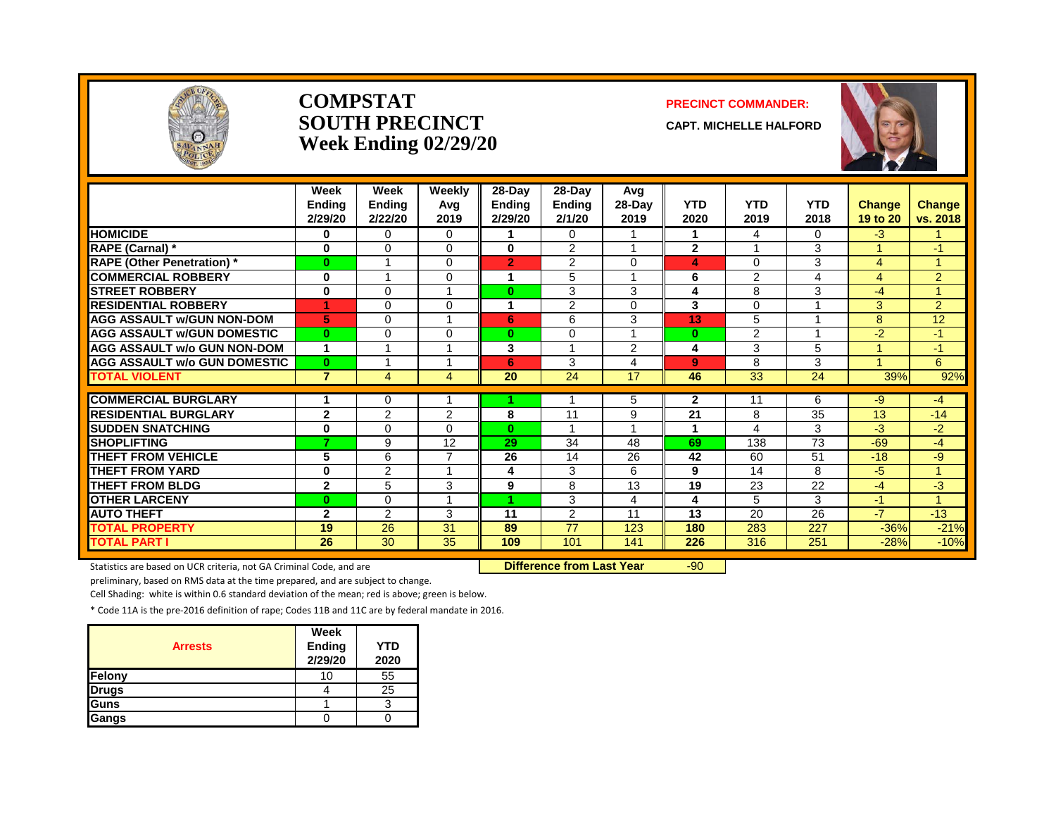# COMPSTAT
# SOUTH PRECINCT
# Week Ending 02/29/20

**PRECINCT COMMANDER:**

**CAPT. MICHELLE HALFORD**

| | Week Ending 2/29/20 | Week Ending 2/22/20 | Weekly Avg 2019 | 28-Day Ending 2/29/20 | 28-Day Ending 2/1/20 | Avg 28-Day 2019 | YTD 2020 | YTD 2019 | YTD 2018 | Change 19 to 20 | Change vs. 2018 |
|---|---|---|---|---|---|---|---|---|---|---|---|
| **HOMICIDE** | **0** | 0 | 0 | **1** | 0 | 1 | **1** | 4 | 0 | -3 | 1 |
| **RAPE (Carnal) *** | **0** | 0 | 0 | **0** | 2 | 1 | **2** | 1 | 3 | 1 | -1 |
| **RAPE (Other Penetration) *** | **0** | 1 | 0 | **2** | 2 | 0 | **4** | 0 | 3 | 4 | 1 |
| **COMMERCIAL ROBBERY** | **0** | 1 | 0 | **1** | 5 | 1 | **6** | 2 | 4 | 4 | 2 |
| **STREET ROBBERY** | **0** | 0 | 1 | **0** | 3 | 3 | **4** | 8 | 3 | -4 | 1 |
| **RESIDENTIAL ROBBERY** | **1** | 0 | 0 | **1** | 2 | 0 | **3** | 0 | 1 | 3 | 2 |
| **AGG ASSAULT w/GUN NON-DOM** | **5** | 0 | 1 | **6** | 6 | 3 | **13** | 5 | 1 | 8 | 12 |
| **AGG ASSAULT w/GUN DOMESTIC** | **0** | 0 | 0 | **0** | 0 | 1 | **0** | 2 | 1 | -2 | -1 |
| **AGG ASSAULT w/o GUN NON-DOM** | **1** | 1 | 1 | **3** | 1 | 2 | **4** | 3 | 5 | 1 | -1 |
| **AGG ASSAULT w/o GUN DOMESTIC** | **0** | 1 | 1 | **6** | 3 | 4 | **9** | 8 | 3 | 1 | 6 |
| **TOTAL VIOLENT** | **7** | 4 | 4 | **20** | 24 | 17 | **46** | 33 | 24 | 39% | 92% |
| **COMMERCIAL BURGLARY** | **1** | 0 | 1 | **1** | 1 | 5 | **2** | 11 | 6 | -9 | -4 |
| **RESIDENTIAL BURGLARY** | **2** | 2 | 2 | **8** | 11 | 9 | **21** | 8 | 35 | 13 | -14 |
| **SUDDEN SNATCHING** | **0** | 0 | 0 | **0** | 1 | 1 | **1** | 4 | 3 | -3 | -2 |
| **SHOPLIFTING** | **7** | 9 | 12 | **29** | 34 | 48 | **69** | 138 | 73 | -69 | -4 |
| **THEFT FROM VEHICLE** | **5** | 6 | 7 | **26** | 14 | 26 | **42** | 60 | 51 | -18 | -9 |
| **THEFT FROM YARD** | **0** | 2 | 1 | **4** | 3 | 6 | **9** | 14 | 8 | -5 | 1 |
| **THEFT FROM BLDG** | **2** | 5 | 3 | **9** | 8 | 13 | **19** | 23 | 22 | -4 | -3 |
| **OTHER LARCENY** | **0** | 0 | 1 | **1** | 3 | 4 | **4** | 5 | 3 | -1 | 1 |
| **AUTO THEFT** | **2** | 2 | 3 | **11** | 2 | 11 | **13** | 20 | 26 | -7 | -13 |
| **TOTAL PROPERTY** | **19** | 26 | 31 | **89** | 77 | 123 | **180** | 283 | 227 | -36% | -21% |
| **TOTAL PART I** | **26** | 30 | 35 | **109** | 101 | 141 | **226** | 316 | 251 | -28% | -10% |

**Difference from Last Year** -90

Statistics are based on UCR criteria, not GA Criminal Code, and are preliminary, based on RMS data at the time prepared, and are subject to change.

Cell Shading: white is within 0.6 standard deviation of the mean; red is above; green is below.

* Code 11A is the pre-2016 definition of rape; Codes 11B and 11C are by federal mandate in 2016.

| Arrests | Week Ending 2/29/20 | YTD 2020 |
|---|---|---|
| **Felony** | 10 | 55 |
| **Drugs** | 4 | 25 |
| **Guns** | 1 | 3 |
| **Gangs** | 0 | 0 |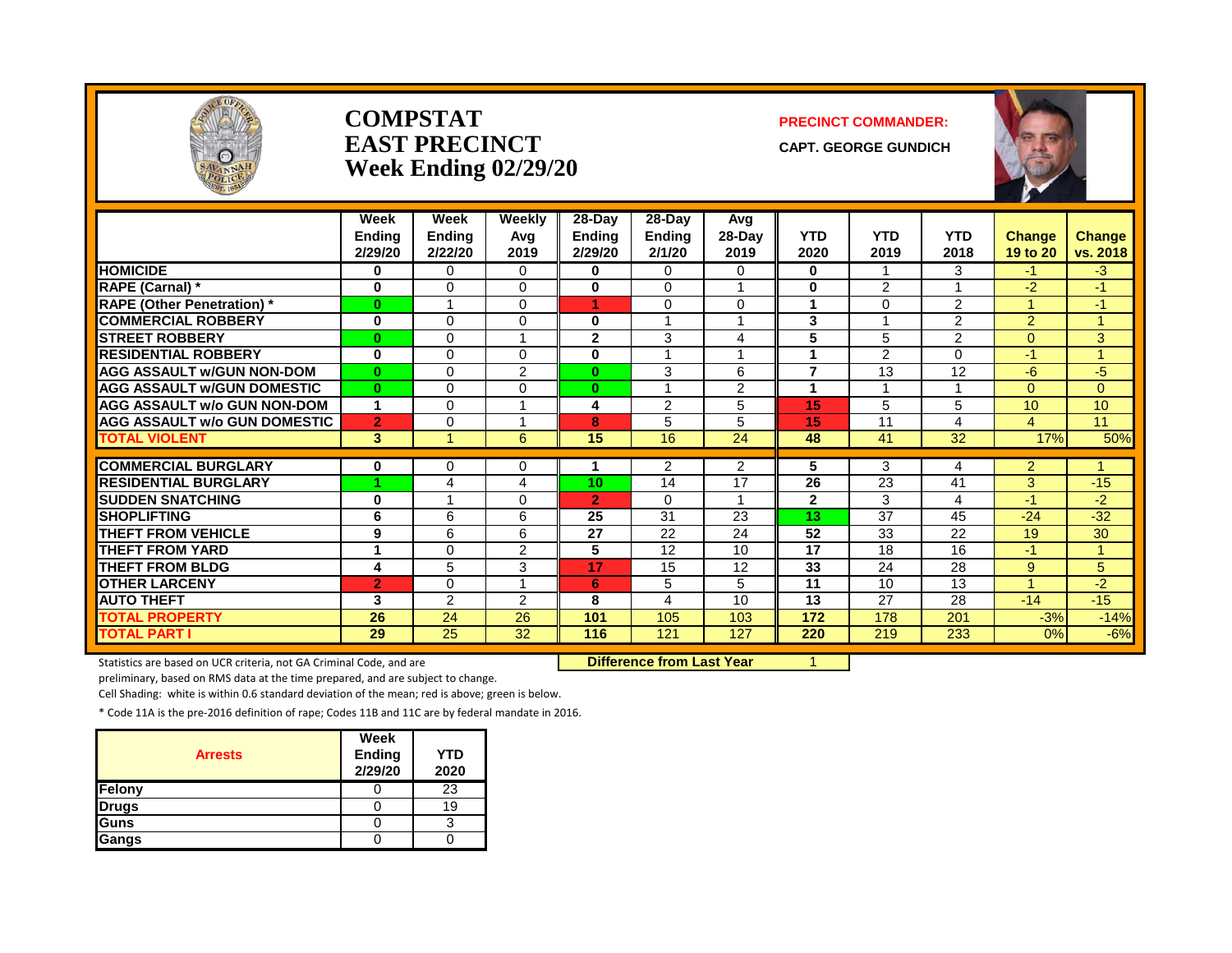# COMPSTAT
# EAST PRECINCT
## Week Ending 02/29/20

**PRECINCT COMMANDER:**

**CAPT. GEORGE GUNDICH**

| | Week Ending 2/29/20 | Week Ending 2/22/20 | Weekly Avg 2019 | 28-Day Ending 2/29/20 | 28-Day Ending 2/1/20 | Avg 28-Day 2019 | YTD 2020 | YTD 2019 | YTD 2018 | Change 19 to 20 | Change vs. 2018 |
|---|---|---|---|---|---|---|---|---|---|---|---|
| HOMICIDE | 0 | 0 | 0 | 0 | 0 | 0 | 0 | 1 | 3 | -1 | -3 |
| RAPE (Carnal) * | 0 | 0 | 0 | 0 | 0 | 1 | 0 | 2 | 1 | -2 | -1 |
| RAPE (Other Penetration) * | 0 | 1 | 0 | 1 | 0 | 0 | 1 | 0 | 2 | 1 | -1 |
| COMMERCIAL ROBBERY | 0 | 0 | 0 | 0 | 1 | 1 | 3 | 1 | 2 | 2 | 1 |
| STREET ROBBERY | 0 | 0 | 1 | 2 | 3 | 4 | 5 | 5 | 2 | 0 | 3 |
| RESIDENTIAL ROBBERY | 0 | 0 | 0 | 0 | 1 | 1 | 1 | 2 | 0 | -1 | 1 |
| AGG ASSAULT w/GUN NON-DOM | 0 | 0 | 2 | 0 | 3 | 6 | 7 | 13 | 12 | -6 | -5 |
| AGG ASSAULT w/GUN DOMESTIC | 0 | 0 | 0 | 0 | 1 | 2 | 1 | 1 | 1 | 0 | 0 |
| AGG ASSAULT w/o GUN NON-DOM | 1 | 0 | 1 | 4 | 2 | 5 | 15 | 5 | 5 | 10 | 10 |
| AGG ASSAULT w/o GUN DOMESTIC | 2 | 0 | 1 | 8 | 5 | 5 | 15 | 11 | 4 | 4 | 11 |
| TOTAL VIOLENT | 3 | 1 | 6 | 15 | 16 | 24 | 48 | 41 | 32 | 17% | 50% |
| COMMERCIAL BURGLARY | 0 | 0 | 0 | 1 | 2 | 2 | 5 | 3 | 4 | 2 | 1 |
| RESIDENTIAL BURGLARY | 1 | 4 | 4 | 10 | 14 | 17 | 26 | 23 | 41 | 3 | -15 |
| SUDDEN SNATCHING | 0 | 1 | 0 | 2 | 0 | 1 | 2 | 3 | 4 | -1 | -2 |
| SHOPLIFTING | 6 | 6 | 6 | 25 | 31 | 23 | 13 | 37 | 45 | -24 | -32 |
| THEFT FROM VEHICLE | 9 | 6 | 6 | 27 | 22 | 24 | 52 | 33 | 22 | 19 | 30 |
| THEFT FROM YARD | 1 | 0 | 2 | 5 | 12 | 10 | 17 | 18 | 16 | -1 | 1 |
| THEFT FROM BLDG | 4 | 5 | 3 | 17 | 15 | 12 | 33 | 24 | 28 | 9 | 5 |
| OTHER LARCENY | 2 | 0 | 1 | 6 | 5 | 5 | 11 | 10 | 13 | 1 | -2 |
| AUTO THEFT | 3 | 2 | 2 | 8 | 4 | 10 | 13 | 27 | 28 | -14 | -15 |
| TOTAL PROPERTY | 26 | 24 | 26 | 101 | 105 | 103 | 172 | 178 | 201 | -3% | -14% |
| TOTAL PART I | 29 | 25 | 32 | 116 | 121 | 127 | 220 | 219 | 233 | 0% | -6% |

**Difference from Last Year** 1

Statistics are based on UCR criteria, not GA Criminal Code, and are preliminary, based on RMS data at the time prepared, and are subject to change.

Cell Shading: white is within 0.6 standard deviation of the mean; red is above; green is below.

* Code 11A is the pre-2016 definition of rape; Codes 11B and 11C are by federal mandate in 2016.

| Arrests | Week Ending 2/29/20 | YTD 2020 |
|---|---|---|
| Felony | 0 | 23 |
| Drugs | 0 | 19 |
| Guns | 0 | 3 |
| Gangs | 0 | 0 |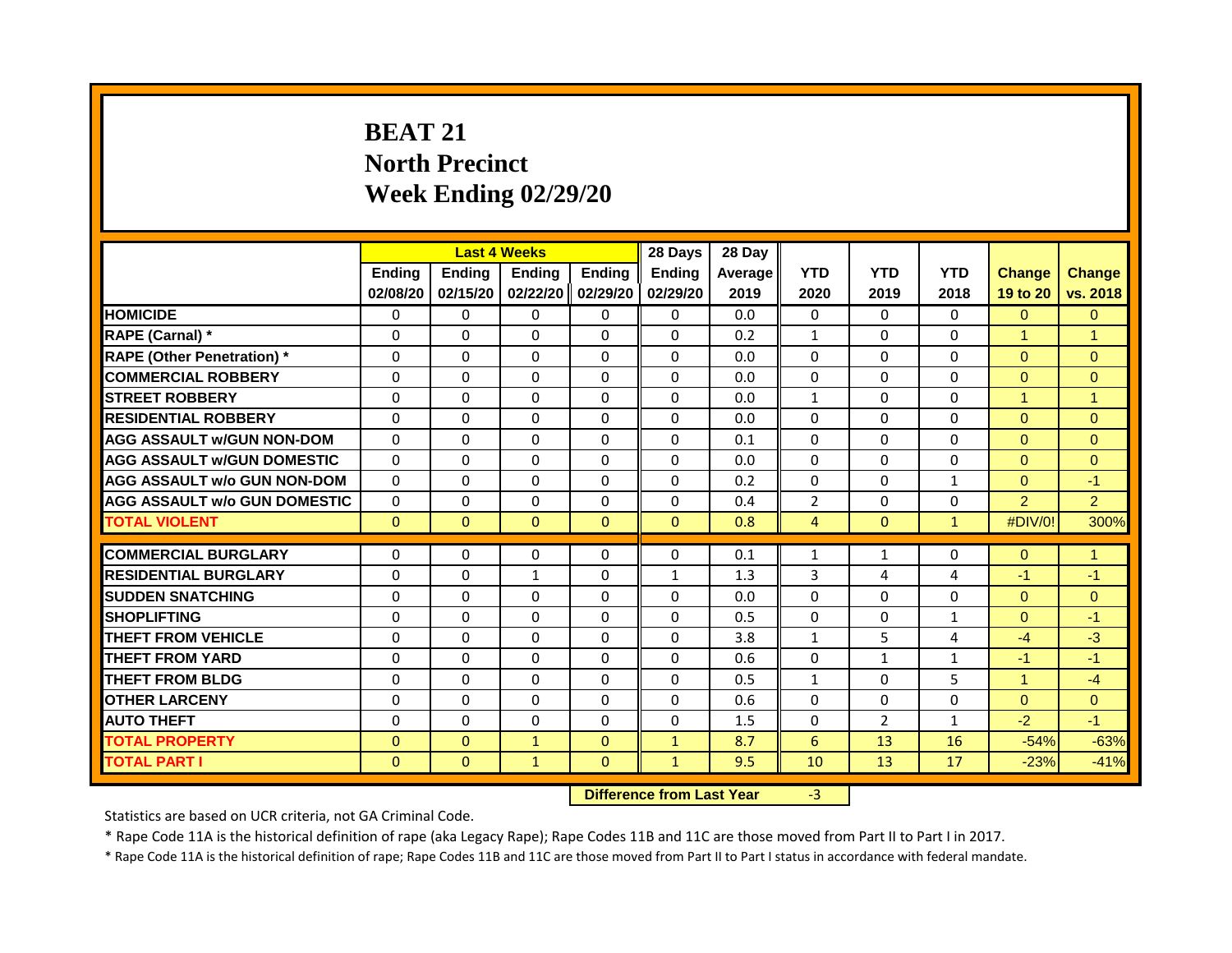# BEAT 21
## North Precinct
## Week Ending 02/29/20

| | Last 4 Weeks | | | | 28 Days | 28 Day | | | | | |
|---|---|---|---|---|---|---|---|---|---|---|---|
| | Ending 02/08/20 | Ending 02/15/20 | Ending 02/22/20 | Ending 02/29/20 | Ending 02/29/20 | Average 2019 | YTD 2020 | YTD 2019 | YTD 2018 | Change 19 to 20 | Change vs. 2018 |
| HOMICIDE | 0 | 0 | 0 | 0 | 0 | 0.0 | 0 | 0 | 0 | 0 | 0 |
| RAPE (Carnal) * | 0 | 0 | 0 | 0 | 0 | 0.2 | 1 | 0 | 0 | 1 | 1 |
| RAPE (Other Penetration) * | 0 | 0 | 0 | 0 | 0 | 0.0 | 0 | 0 | 0 | 0 | 0 |
| COMMERCIAL ROBBERY | 0 | 0 | 0 | 0 | 0 | 0.0 | 0 | 0 | 0 | 0 | 0 |
| STREET ROBBERY | 0 | 0 | 0 | 0 | 0 | 0.0 | 1 | 0 | 0 | 1 | 1 |
| RESIDENTIAL ROBBERY | 0 | 0 | 0 | 0 | 0 | 0.0 | 0 | 0 | 0 | 0 | 0 |
| AGG ASSAULT w/GUN NON-DOM | 0 | 0 | 0 | 0 | 0 | 0.1 | 0 | 0 | 0 | 0 | 0 |
| AGG ASSAULT w/GUN DOMESTIC | 0 | 0 | 0 | 0 | 0 | 0.0 | 0 | 0 | 0 | 0 | 0 |
| AGG ASSAULT w/o GUN NON-DOM | 0 | 0 | 0 | 0 | 0 | 0.2 | 0 | 0 | 1 | 0 | -1 |
| AGG ASSAULT w/o GUN DOMESTIC | 0 | 0 | 0 | 0 | 0 | 0.4 | 2 | 0 | 0 | 2 | 2 |
| TOTAL VIOLENT | 0 | 0 | 0 | 0 | 0 | 0.8 | 4 | 0 | 1 | #DIV/0! | 300% |
| COMMERCIAL BURGLARY | 0 | 0 | 0 | 0 | 0 | 0.1 | 1 | 1 | 0 | 0 | 1 |
| RESIDENTIAL BURGLARY | 0 | 0 | 1 | 0 | 1 | 1.3 | 3 | 4 | 4 | -1 | -1 |
| SUDDEN SNATCHING | 0 | 0 | 0 | 0 | 0 | 0.0 | 0 | 0 | 0 | 0 | 0 |
| SHOPLIFTING | 0 | 0 | 0 | 0 | 0 | 0.5 | 0 | 0 | 1 | 0 | -1 |
| THEFT FROM VEHICLE | 0 | 0 | 0 | 0 | 0 | 3.8 | 1 | 5 | 4 | -4 | -3 |
| THEFT FROM YARD | 0 | 0 | 0 | 0 | 0 | 0.6 | 0 | 1 | 1 | -1 | -1 |
| THEFT FROM BLDG | 0 | 0 | 0 | 0 | 0 | 0.5 | 1 | 0 | 5 | 1 | -4 |
| OTHER LARCENY | 0 | 0 | 0 | 0 | 0 | 0.6 | 0 | 0 | 0 | 0 | 0 |
| AUTO THEFT | 0 | 0 | 0 | 0 | 0 | 1.5 | 0 | 2 | 1 | -2 | -1 |
| TOTAL PROPERTY | 0 | 0 | 1 | 0 | 1 | 8.7 | 6 | 13 | 16 | -54% | -63% |
| TOTAL PART I | 0 | 0 | 1 | 0 | 1 | 9.5 | 10 | 13 | 17 | -23% | -41% |

**Difference from Last Year** -3

Statistics are based on UCR criteria, not GA Criminal Code.

* Rape Code 11A is the historical definition of rape (aka Legacy Rape); Rape Codes 11B and 11C are those moved from Part II to Part I in 2017.

* Rape Code 11A is the historical definition of rape; Rape Codes 11B and 11C are those moved from Part II to Part I status in accordance with federal mandate.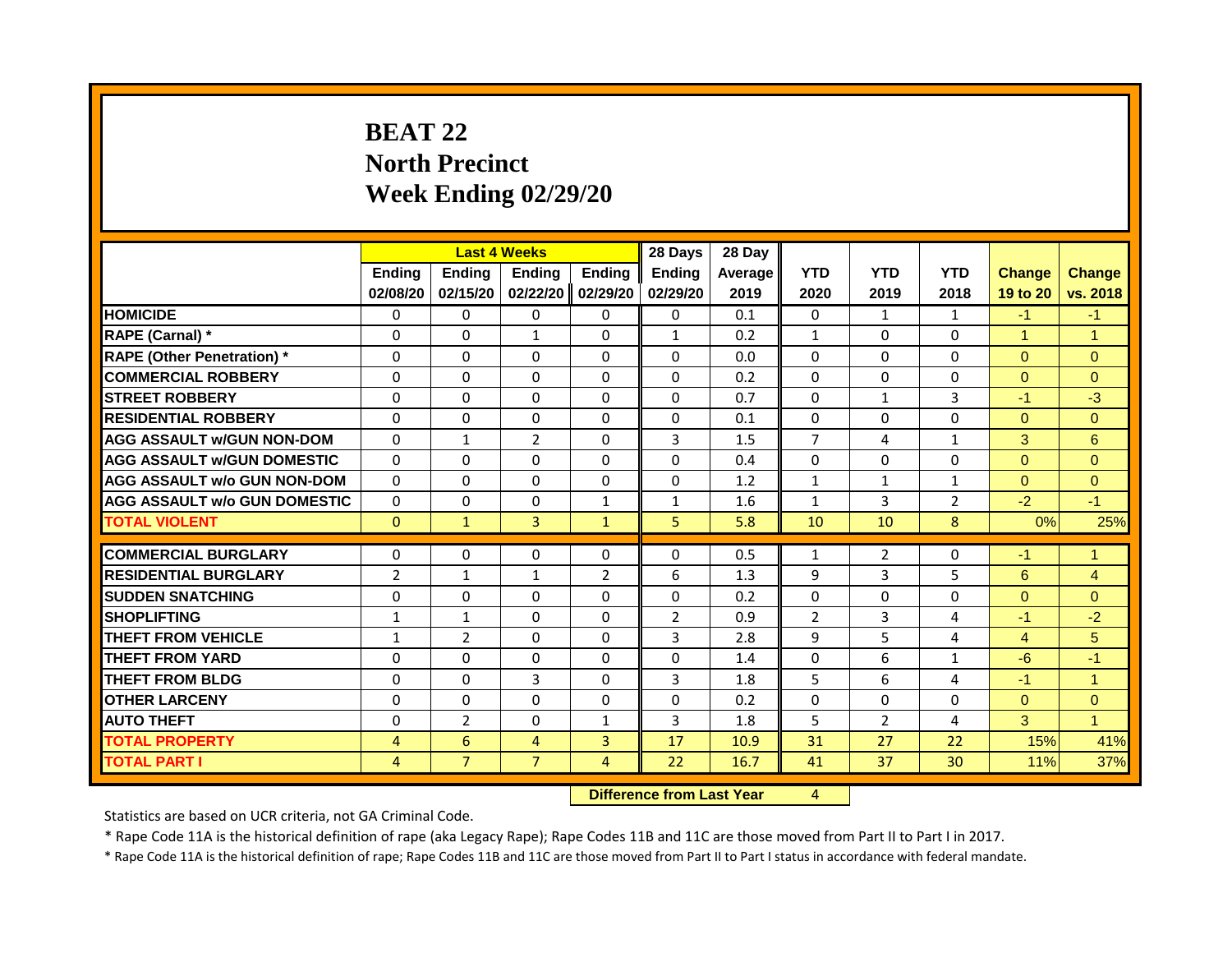# BEAT 22
# North Precinct
# Week Ending 02/29/20

| | Last 4 Weeks | | | | 28 Days | 28 Day | | | | | |
|---|---|---|---|---|---|---|---|---|---|---|---|
| | Ending 02/08/20 | Ending 02/15/20 | Ending 02/22/20 | Ending 02/29/20 | Ending 02/29/20 | Average 2019 | YTD 2020 | YTD 2019 | YTD 2018 | Change 19 to 20 | Change vs. 2018 |
| HOMICIDE | 0 | 0 | 0 | 0 | 0 | 0.1 | 0 | 1 | 1 | -1 | -1 |
| RAPE (Carnal) * | 0 | 0 | 1 | 0 | 1 | 0.2 | 1 | 0 | 0 | 1 | 1 |
| RAPE (Other Penetration) * | 0 | 0 | 0 | 0 | 0 | 0.0 | 0 | 0 | 0 | 0 | 0 |
| COMMERCIAL ROBBERY | 0 | 0 | 0 | 0 | 0 | 0.2 | 0 | 0 | 0 | 0 | 0 |
| STREET ROBBERY | 0 | 0 | 0 | 0 | 0 | 0.7 | 0 | 1 | 3 | -1 | -3 |
| RESIDENTIAL ROBBERY | 0 | 0 | 0 | 0 | 0 | 0.1 | 0 | 0 | 0 | 0 | 0 |
| AGG ASSAULT w/GUN NON-DOM | 0 | 1 | 2 | 0 | 3 | 1.5 | 7 | 4 | 1 | 3 | 6 |
| AGG ASSAULT w/GUN DOMESTIC | 0 | 0 | 0 | 0 | 0 | 0.4 | 0 | 0 | 0 | 0 | 0 |
| AGG ASSAULT w/o GUN NON-DOM | 0 | 0 | 0 | 0 | 0 | 1.2 | 1 | 1 | 1 | 0 | 0 |
| AGG ASSAULT w/o GUN DOMESTIC | 0 | 0 | 0 | 1 | 1 | 1.6 | 1 | 3 | 2 | -2 | -1 |
| TOTAL VIOLENT | 0 | 1 | 3 | 1 | 5 | 5.8 | 10 | 10 | 8 | 0% | 25% |
| COMMERCIAL BURGLARY | 0 | 0 | 0 | 0 | 0 | 0.5 | 1 | 2 | 0 | -1 | 1 |
| RESIDENTIAL BURGLARY | 2 | 1 | 1 | 2 | 6 | 1.3 | 9 | 3 | 5 | 6 | 4 |
| SUDDEN SNATCHING | 0 | 0 | 0 | 0 | 0 | 0.2 | 0 | 0 | 0 | 0 | 0 |
| SHOPLIFTING | 1 | 1 | 0 | 0 | 2 | 0.9 | 2 | 3 | 4 | -1 | -2 |
| THEFT FROM VEHICLE | 1 | 2 | 0 | 0 | 3 | 2.8 | 9 | 5 | 4 | 4 | 5 |
| THEFT FROM YARD | 0 | 0 | 0 | 0 | 0 | 1.4 | 0 | 6 | 1 | -6 | -1 |
| THEFT FROM BLDG | 0 | 0 | 3 | 0 | 3 | 1.8 | 5 | 6 | 4 | -1 | 1 |
| OTHER LARCENY | 0 | 0 | 0 | 0 | 0 | 0.2 | 0 | 0 | 0 | 0 | 0 |
| AUTO THEFT | 0 | 2 | 0 | 1 | 3 | 1.8 | 5 | 2 | 4 | 3 | 1 |
| TOTAL PROPERTY | 4 | 6 | 4 | 3 | 17 | 10.9 | 31 | 27 | 22 | 15% | 41% |
| TOTAL PART I | 4 | 7 | 7 | 4 | 22 | 16.7 | 41 | 37 | 30 | 11% | 37% |

**Difference from Last Year** 4

Statistics are based on UCR criteria, not GA Criminal Code.

* Rape Code 11A is the historical definition of rape (aka Legacy Rape); Rape Codes 11B and 11C are those moved from Part II to Part I in 2017.

* Rape Code 11A is the historical definition of rape; Rape Codes 11B and 11C are those moved from Part II to Part I status in accordance with federal mandate.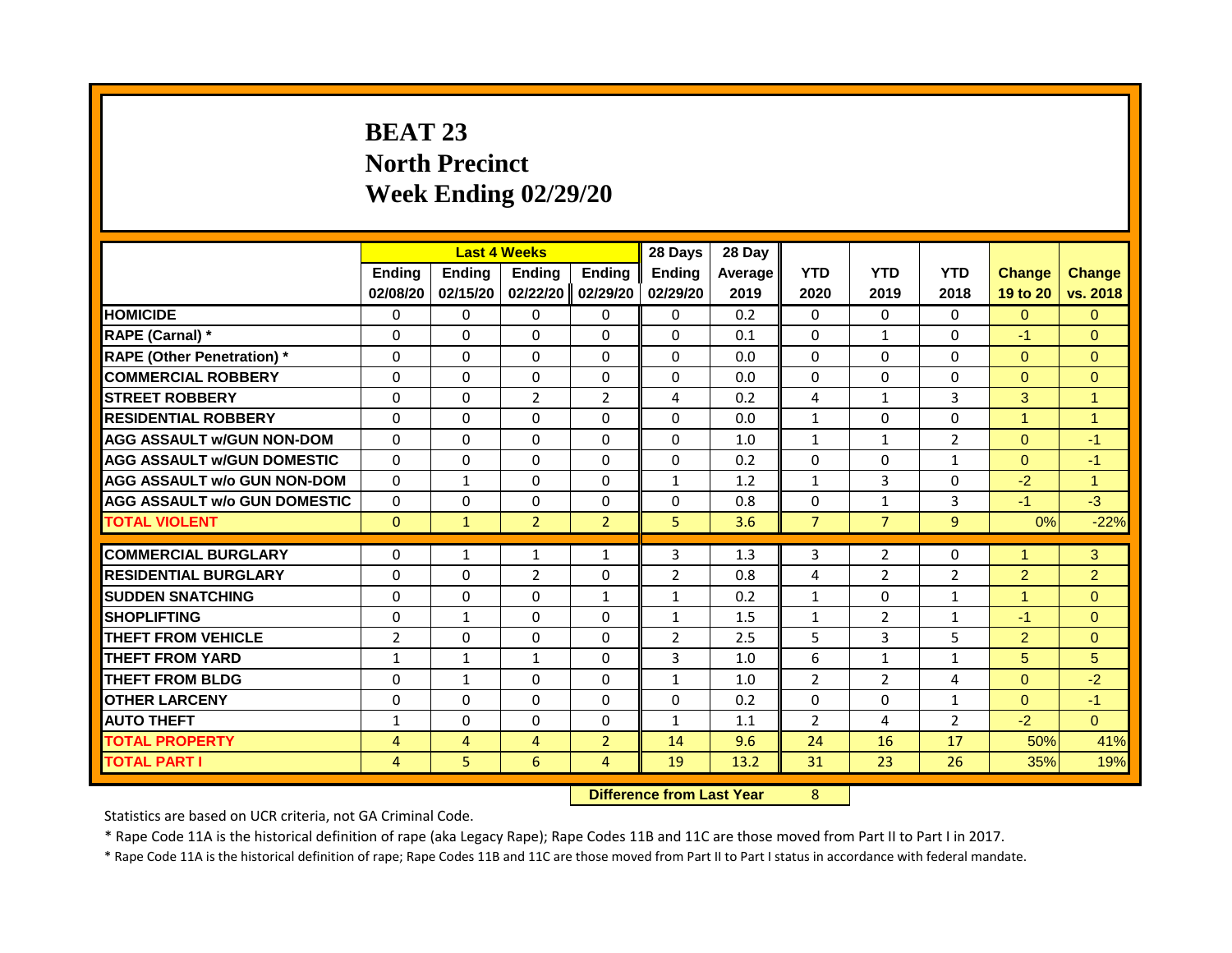# BEAT 23
## North Precinct
## Week Ending 02/29/20

| | Last 4 Weeks | | | | 28 Days | 28 Day | | | | | |
|---|---|---|---|---|---|---|---|---|---|---|---|
| | Ending 02/08/20 | Ending 02/15/20 | Ending 02/22/20 | Ending 02/29/20 | Ending 02/29/20 | Average 2019 | YTD 2020 | YTD 2019 | YTD 2018 | Change 19 to 20 | Change vs. 2018 |
| HOMICIDE | 0 | 0 | 0 | 0 | 0 | 0.2 | 0 | 0 | 0 | 0 | 0 |
| RAPE (Carnal) * | 0 | 0 | 0 | 0 | 0 | 0.1 | 0 | 1 | 0 | -1 | 0 |
| RAPE (Other Penetration) * | 0 | 0 | 0 | 0 | 0 | 0.0 | 0 | 0 | 0 | 0 | 0 |
| COMMERCIAL ROBBERY | 0 | 0 | 0 | 0 | 0 | 0.0 | 0 | 0 | 0 | 0 | 0 |
| STREET ROBBERY | 0 | 0 | 2 | 2 | 4 | 0.2 | 4 | 1 | 3 | 3 | 1 |
| RESIDENTIAL ROBBERY | 0 | 0 | 0 | 0 | 0 | 0.0 | 1 | 0 | 0 | 1 | 1 |
| AGG ASSAULT w/GUN NON-DOM | 0 | 0 | 0 | 0 | 0 | 1.0 | 1 | 1 | 2 | 0 | -1 |
| AGG ASSAULT w/GUN DOMESTIC | 0 | 0 | 0 | 0 | 0 | 0.2 | 0 | 0 | 1 | 0 | -1 |
| AGG ASSAULT w/o GUN NON-DOM | 0 | 1 | 0 | 0 | 1 | 1.2 | 1 | 3 | 0 | -2 | 1 |
| AGG ASSAULT w/o GUN DOMESTIC | 0 | 0 | 0 | 0 | 0 | 0.8 | 0 | 1 | 3 | -1 | -3 |
| TOTAL VIOLENT | 0 | 1 | 2 | 2 | 5 | 3.6 | 7 | 7 | 9 | 0% | -22% |
| COMMERCIAL BURGLARY | 0 | 1 | 1 | 1 | 3 | 1.3 | 3 | 2 | 0 | 1 | 3 |
| RESIDENTIAL BURGLARY | 0 | 0 | 2 | 0 | 2 | 0.8 | 4 | 2 | 2 | 2 | 2 |
| SUDDEN SNATCHING | 0 | 0 | 0 | 1 | 1 | 0.2 | 1 | 0 | 1 | 1 | 0 |
| SHOPLIFTING | 0 | 1 | 0 | 0 | 1 | 1.5 | 1 | 2 | 1 | -1 | 0 |
| THEFT FROM VEHICLE | 2 | 0 | 0 | 0 | 2 | 2.5 | 5 | 3 | 5 | 2 | 0 |
| THEFT FROM YARD | 1 | 1 | 1 | 0 | 3 | 1.0 | 6 | 1 | 1 | 5 | 5 |
| THEFT FROM BLDG | 0 | 1 | 0 | 0 | 1 | 1.0 | 2 | 2 | 4 | 0 | -2 |
| OTHER LARCENY | 0 | 0 | 0 | 0 | 0 | 0.2 | 0 | 0 | 1 | 0 | -1 |
| AUTO THEFT | 1 | 0 | 0 | 0 | 1 | 1.1 | 2 | 4 | 2 | -2 | 0 |
| TOTAL PROPERTY | 4 | 4 | 4 | 2 | 14 | 9.6 | 24 | 16 | 17 | 50% | 41% |
| TOTAL PART I | 4 | 5 | 6 | 4 | 19 | 13.2 | 31 | 23 | 26 | 35% | 19% |

**Difference from Last Year** 8

Statistics are based on UCR criteria, not GA Criminal Code.

* Rape Code 11A is the historical definition of rape (aka Legacy Rape); Rape Codes 11B and 11C are those moved from Part II to Part I in 2017.

* Rape Code 11A is the historical definition of rape; Rape Codes 11B and 11C are those moved from Part II to Part I status in accordance with federal mandate.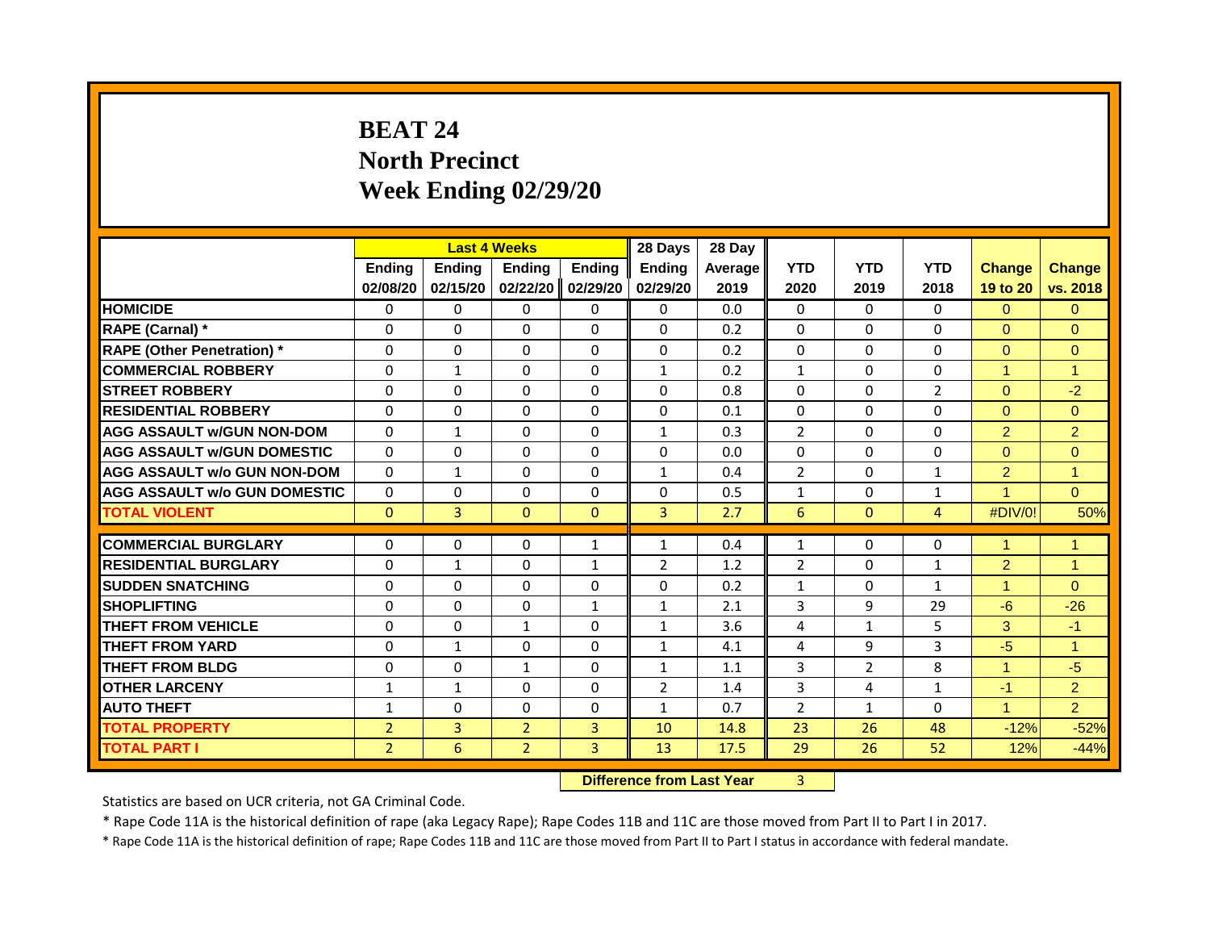# BEAT 24
# North Precinct
# Week Ending 02/29/20

| | Last 4 Weeks | | | | 28 Days | 28 Day | | | | | |
|---|---|---|---|---|---|---|---|---|---|---|---|
| | Ending 02/08/20 | Ending 02/15/20 | Ending 02/22/20 | Ending 02/29/20 | Ending 02/29/20 | Average 2019 | YTD 2020 | YTD 2019 | YTD 2018 | Change 19 to 20 | Change vs. 2018 |
| **HOMICIDE** | 0 | 0 | 0 | 0 | 0 | 0.0 | 0 | 0 | 0 | 0 | 0 |
| **RAPE (Carnal) *** | 0 | 0 | 0 | 0 | 0 | 0.2 | 0 | 0 | 0 | 0 | 0 |
| **RAPE (Other Penetration) *** | 0 | 0 | 0 | 0 | 0 | 0.2 | 0 | 0 | 0 | 0 | 0 |
| **COMMERCIAL ROBBERY** | 0 | 1 | 0 | 0 | 1 | 0.2 | 1 | 0 | 0 | 1 | 1 |
| **STREET ROBBERY** | 0 | 0 | 0 | 0 | 0 | 0.8 | 0 | 0 | 2 | 0 | -2 |
| **RESIDENTIAL ROBBERY** | 0 | 0 | 0 | 0 | 0 | 0.1 | 0 | 0 | 0 | 0 | 0 |
| **AGG ASSAULT w/GUN NON-DOM** | 0 | 1 | 0 | 0 | 1 | 0.3 | 2 | 0 | 0 | 2 | 2 |
| **AGG ASSAULT w/GUN DOMESTIC** | 0 | 0 | 0 | 0 | 0 | 0.0 | 0 | 0 | 0 | 0 | 0 |
| **AGG ASSAULT w/o GUN NON-DOM** | 0 | 1 | 0 | 0 | 1 | 0.4 | 2 | 0 | 1 | 2 | 1 |
| **AGG ASSAULT w/o GUN DOMESTIC** | 0 | 0 | 0 | 0 | 0 | 0.5 | 1 | 0 | 1 | 1 | 0 |
| **TOTAL VIOLENT** | 0 | 3 | 0 | 0 | 3 | 2.7 | 6 | 0 | 4 | #DIV/0! | 50% |
| **COMMERCIAL BURGLARY** | 0 | 0 | 0 | 1 | 1 | 0.4 | 1 | 0 | 0 | 1 | 1 |
| **RESIDENTIAL BURGLARY** | 0 | 1 | 0 | 1 | 2 | 1.2 | 2 | 0 | 1 | 2 | 1 |
| **SUDDEN SNATCHING** | 0 | 0 | 0 | 0 | 0 | 0.2 | 1 | 0 | 1 | 1 | 0 |
| **SHOPLIFTING** | 0 | 0 | 0 | 1 | 1 | 2.1 | 3 | 9 | 29 | -6 | -26 |
| **THEFT FROM VEHICLE** | 0 | 0 | 1 | 0 | 1 | 3.6 | 4 | 1 | 5 | 3 | -1 |
| **THEFT FROM YARD** | 0 | 1 | 0 | 0 | 1 | 4.1 | 4 | 9 | 3 | -5 | 1 |
| **THEFT FROM BLDG** | 0 | 0 | 1 | 0 | 1 | 1.1 | 3 | 2 | 8 | 1 | -5 |
| **OTHER LARCENY** | 1 | 1 | 0 | 0 | 2 | 1.4 | 3 | 4 | 1 | -1 | 2 |
| **AUTO THEFT** | 1 | 0 | 0 | 0 | 1 | 0.7 | 2 | 1 | 0 | 1 | 2 |
| **TOTAL PROPERTY** | 2 | 3 | 2 | 3 | 10 | 14.8 | 23 | 26 | 48 | -12% | -52% |
| **TOTAL PART I** | 2 | 6 | 2 | 3 | 13 | 17.5 | 29 | 26 | 52 | 12% | -44% |

**Difference from Last Year** 3

Statistics are based on UCR criteria, not GA Criminal Code.

* Rape Code 11A is the historical definition of rape (aka Legacy Rape); Rape Codes 11B and 11C are those moved from Part II to Part I in 2017.

* Rape Code 11A is the historical definition of rape; Rape Codes 11B and 11C are those moved from Part II to Part I status in accordance with federal mandate.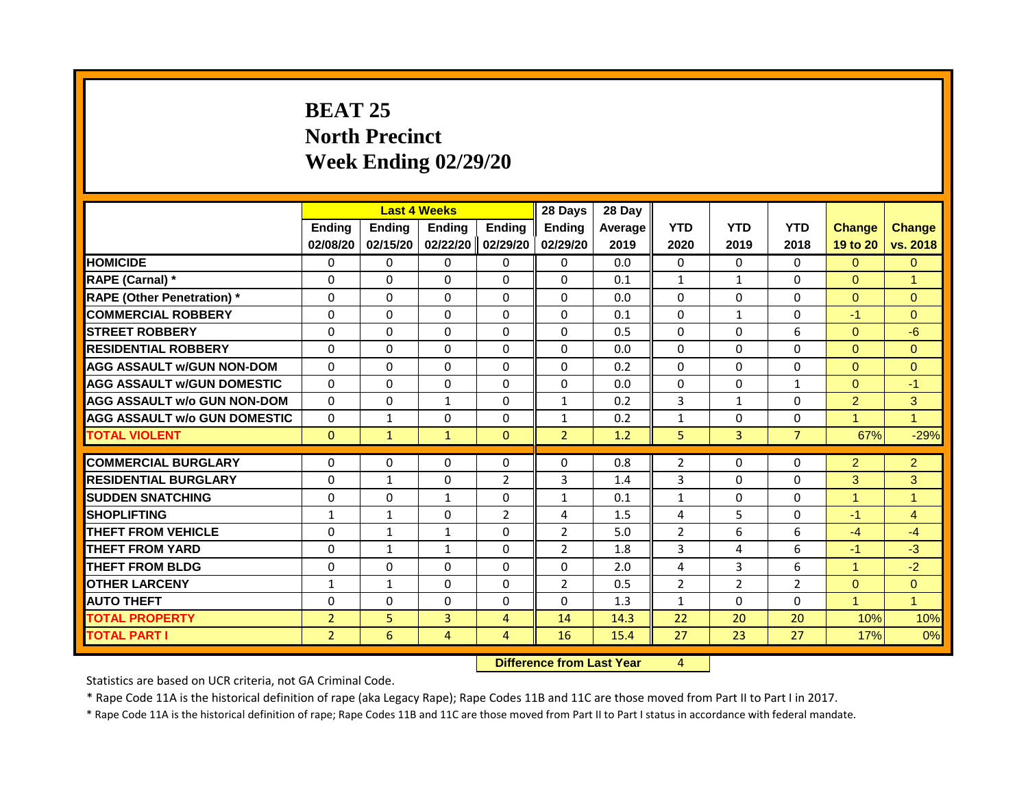# BEAT 25
# North Precinct
# Week Ending 02/29/20

| | Last 4 Weeks | | | | 28 Days | 28 Day | | | | | |
|---|---|---|---|---|---|---|---|---|---|---|---|
| | Ending 02/08/20 | Ending 02/15/20 | Ending 02/22/20 | Ending 02/29/20 | Ending 02/29/20 | Average 2019 | YTD 2020 | YTD 2019 | YTD 2018 | Change 19 to 20 | Change vs. 2018 |
| **HOMICIDE** | 0 | 0 | 0 | 0 | 0 | 0.0 | 0 | 0 | 0 | 0 | 0 |
| **RAPE (Carnal) *** | 0 | 0 | 0 | 0 | 0 | 0.1 | 1 | 1 | 0 | 0 | 1 |
| **RAPE (Other Penetration) *** | 0 | 0 | 0 | 0 | 0 | 0.0 | 0 | 0 | 0 | 0 | 0 |
| **COMMERCIAL ROBBERY** | 0 | 0 | 0 | 0 | 0 | 0.1 | 0 | 1 | 0 | -1 | 0 |
| **STREET ROBBERY** | 0 | 0 | 0 | 0 | 0 | 0.5 | 0 | 0 | 6 | 0 | -6 |
| **RESIDENTIAL ROBBERY** | 0 | 0 | 0 | 0 | 0 | 0.0 | 0 | 0 | 0 | 0 | 0 |
| **AGG ASSAULT w/GUN NON-DOM** | 0 | 0 | 0 | 0 | 0 | 0.2 | 0 | 0 | 0 | 0 | 0 |
| **AGG ASSAULT w/GUN DOMESTIC** | 0 | 0 | 0 | 0 | 0 | 0.0 | 0 | 0 | 1 | 0 | -1 |
| **AGG ASSAULT w/o GUN NON-DOM** | 0 | 0 | 1 | 0 | 1 | 0.2 | 3 | 1 | 0 | 2 | 3 |
| **AGG ASSAULT w/o GUN DOMESTIC** | 0 | 1 | 0 | 0 | 1 | 0.2 | 1 | 0 | 0 | 1 | 1 |
| **TOTAL VIOLENT** | 0 | 1 | 1 | 0 | 2 | 1.2 | 5 | 3 | 7 | 67% | -29% |
| **COMMERCIAL BURGLARY** | 0 | 0 | 0 | 0 | 0 | 0.8 | 2 | 0 | 0 | 2 | 2 |
| **RESIDENTIAL BURGLARY** | 0 | 1 | 0 | 2 | 3 | 1.4 | 3 | 0 | 0 | 3 | 3 |
| **SUDDEN SNATCHING** | 0 | 0 | 1 | 0 | 1 | 0.1 | 1 | 0 | 0 | 1 | 1 |
| **SHOPLIFTING** | 1 | 1 | 0 | 2 | 4 | 1.5 | 4 | 5 | 0 | -1 | 4 |
| **THEFT FROM VEHICLE** | 0 | 1 | 1 | 0 | 2 | 5.0 | 2 | 6 | 6 | -4 | -4 |
| **THEFT FROM YARD** | 0 | 1 | 1 | 0 | 2 | 1.8 | 3 | 4 | 6 | -1 | -3 |
| **THEFT FROM BLDG** | 0 | 0 | 0 | 0 | 0 | 2.0 | 4 | 3 | 6 | 1 | -2 |
| **OTHER LARCENY** | 1 | 1 | 0 | 0 | 2 | 0.5 | 2 | 2 | 2 | 0 | 0 |
| **AUTO THEFT** | 0 | 0 | 0 | 0 | 0 | 1.3 | 1 | 0 | 0 | 1 | 1 |
| **TOTAL PROPERTY** | 2 | 5 | 3 | 4 | 14 | 14.3 | 22 | 20 | 20 | 10% | 10% |
| **TOTAL PART I** | 2 | 6 | 4 | 4 | 16 | 15.4 | 27 | 23 | 27 | 17% | 0% |

**Difference from Last Year** 4

Statistics are based on UCR criteria, not GA Criminal Code.

* Rape Code 11A is the historical definition of rape (aka Legacy Rape); Rape Codes 11B and 11C are those moved from Part II to Part I in 2017.

* Rape Code 11A is the historical definition of rape; Rape Codes 11B and 11C are those moved from Part II to Part I status in accordance with federal mandate.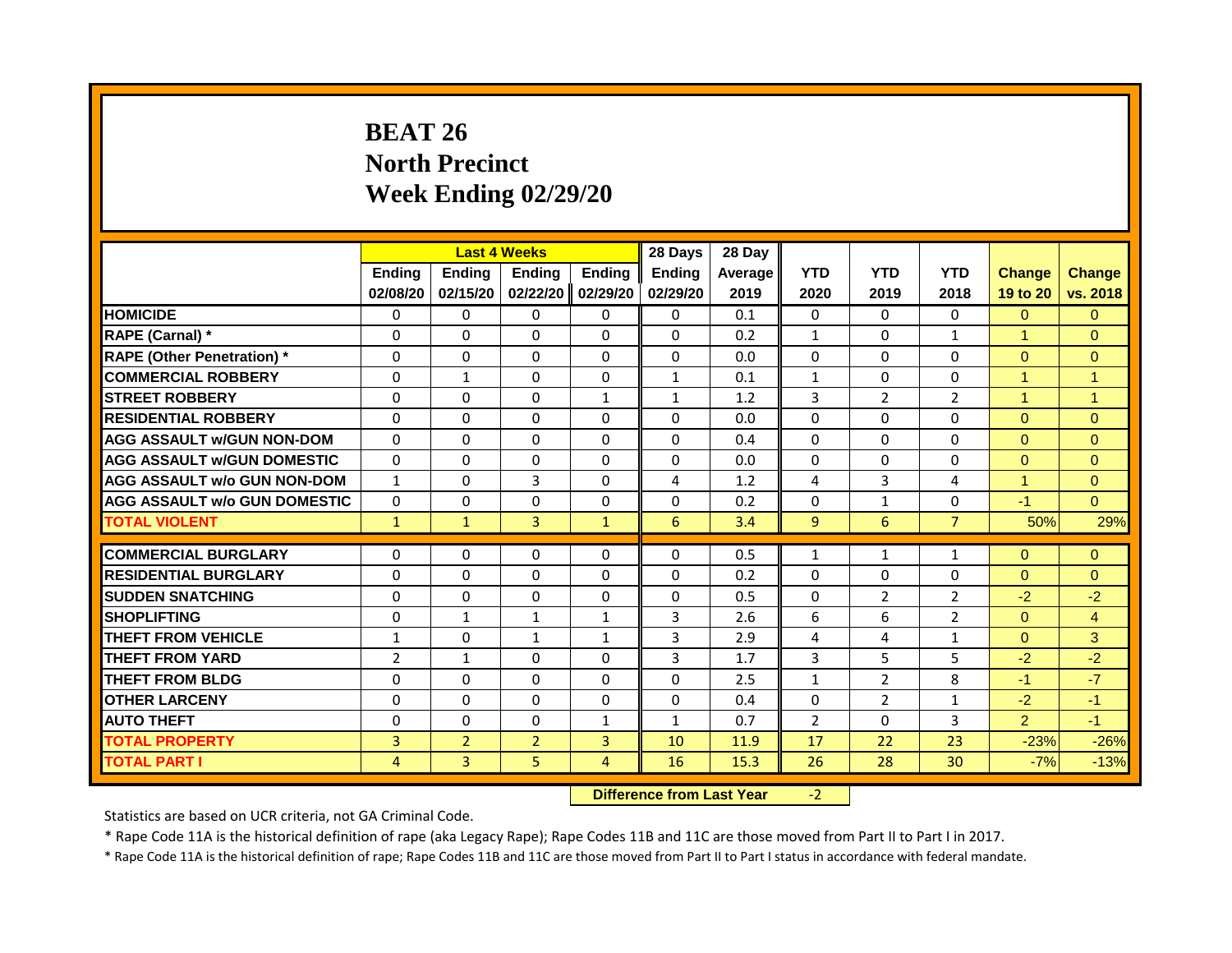# BEAT 26
# North Precinct
# Week Ending 02/29/20

| | Last 4 Weeks | | | | 28 Days | 28 Day | | | | | |
|---|---|---|---|---|---|---|---|---|---|---|---|
| | Ending 02/08/20 | Ending 02/15/20 | Ending 02/22/20 | Ending 02/29/20 | Ending 02/29/20 | Average 2019 | YTD 2020 | YTD 2019 | YTD 2018 | Change 19 to 20 | Change vs. 2018 |
| HOMICIDE | 0 | 0 | 0 | 0 | 0 | 0.1 | 0 | 0 | 0 | 0 | 0 |
| RAPE (Carnal) * | 0 | 0 | 0 | 0 | 0 | 0.2 | 1 | 0 | 1 | 1 | 0 |
| RAPE (Other Penetration) * | 0 | 0 | 0 | 0 | 0 | 0.0 | 0 | 0 | 0 | 0 | 0 |
| COMMERCIAL ROBBERY | 0 | 1 | 0 | 0 | 1 | 0.1 | 1 | 0 | 0 | 1 | 1 |
| STREET ROBBERY | 0 | 0 | 0 | 1 | 1 | 1.2 | 3 | 2 | 2 | 1 | 1 |
| RESIDENTIAL ROBBERY | 0 | 0 | 0 | 0 | 0 | 0.0 | 0 | 0 | 0 | 0 | 0 |
| AGG ASSAULT w/GUN NON-DOM | 0 | 0 | 0 | 0 | 0 | 0.4 | 0 | 0 | 0 | 0 | 0 |
| AGG ASSAULT w/GUN DOMESTIC | 0 | 0 | 0 | 0 | 0 | 0.0 | 0 | 0 | 0 | 0 | 0 |
| AGG ASSAULT w/o GUN NON-DOM | 1 | 0 | 3 | 0 | 4 | 1.2 | 4 | 3 | 4 | 1 | 0 |
| AGG ASSAULT w/o GUN DOMESTIC | 0 | 0 | 0 | 0 | 0 | 0.2 | 0 | 1 | 0 | -1 | 0 |
| TOTAL VIOLENT | 1 | 1 | 3 | 1 | 6 | 3.4 | 9 | 6 | 7 | 50% | 29% |
| COMMERCIAL BURGLARY | 0 | 0 | 0 | 0 | 0 | 0.5 | 1 | 1 | 1 | 0 | 0 |
| RESIDENTIAL BURGLARY | 0 | 0 | 0 | 0 | 0 | 0.2 | 0 | 0 | 0 | 0 | 0 |
| SUDDEN SNATCHING | 0 | 0 | 0 | 0 | 0 | 0.5 | 0 | 2 | 2 | -2 | -2 |
| SHOPLIFTING | 0 | 1 | 1 | 1 | 3 | 2.6 | 6 | 6 | 2 | 0 | 4 |
| THEFT FROM VEHICLE | 1 | 0 | 1 | 1 | 3 | 2.9 | 4 | 4 | 1 | 0 | 3 |
| THEFT FROM YARD | 2 | 1 | 0 | 0 | 3 | 1.7 | 3 | 5 | 5 | -2 | -2 |
| THEFT FROM BLDG | 0 | 0 | 0 | 0 | 0 | 2.5 | 1 | 2 | 8 | -1 | -7 |
| OTHER LARCENY | 0 | 0 | 0 | 0 | 0 | 0.4 | 0 | 2 | 1 | -2 | -1 |
| AUTO THEFT | 0 | 0 | 0 | 1 | 1 | 0.7 | 2 | 0 | 3 | 2 | -1 |
| TOTAL PROPERTY | 3 | 2 | 2 | 3 | 10 | 11.9 | 17 | 22 | 23 | -23% | -26% |
| TOTAL PART I | 4 | 3 | 5 | 4 | 16 | 15.3 | 26 | 28 | 30 | -7% | -13% |

**Difference from Last Year** -2

Statistics are based on UCR criteria, not GA Criminal Code.

* Rape Code 11A is the historical definition of rape (aka Legacy Rape); Rape Codes 11B and 11C are those moved from Part II to Part I in 2017.

* Rape Code 11A is the historical definition of rape; Rape Codes 11B and 11C are those moved from Part II to Part I status in accordance with federal mandate.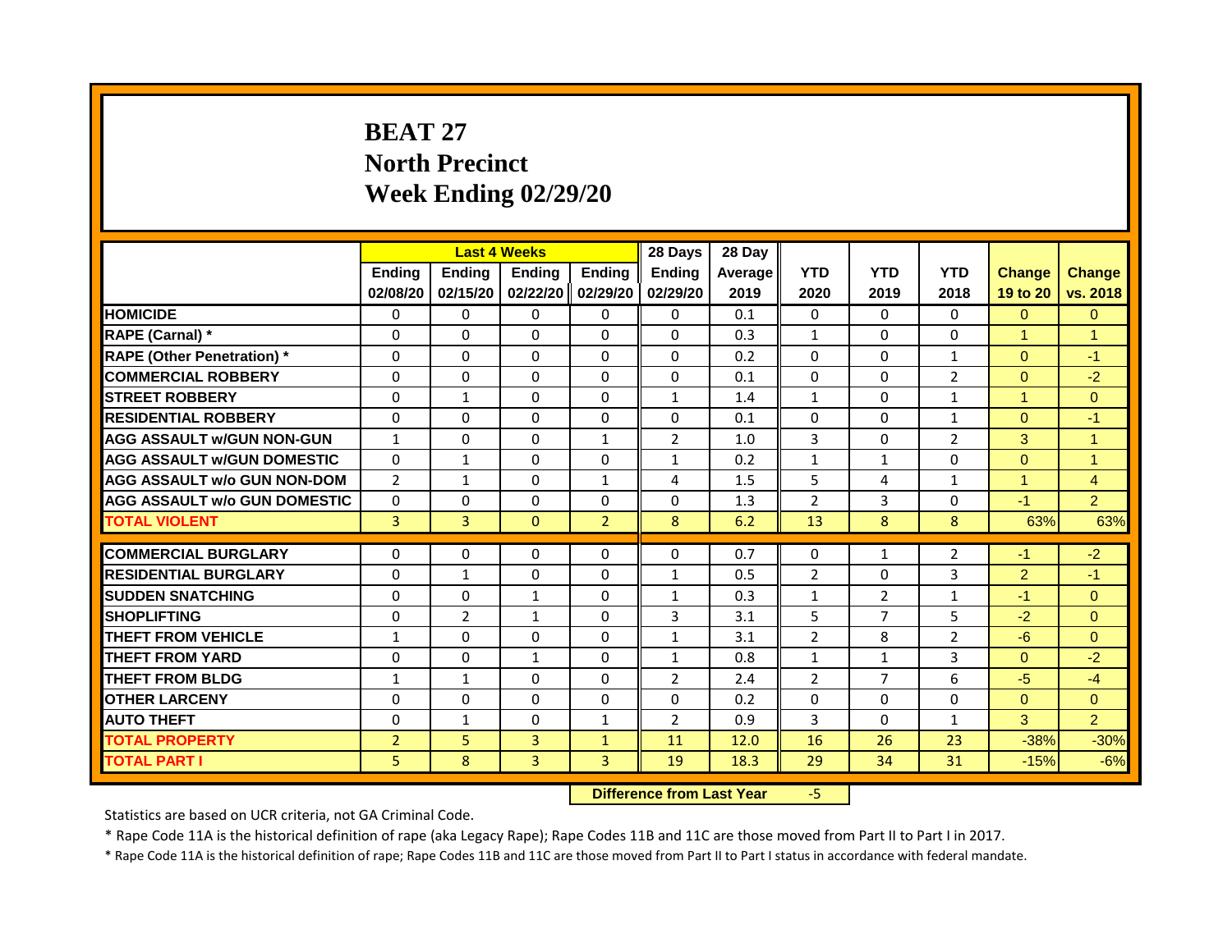# BEAT 27
# North Precinct
# Week Ending 02/29/20

| | Last 4 Weeks | | | | 28 Days | 28 Day | | | | | |
|---|---|---|---|---|---|---|---|---|---|---|---|
| | Ending 02/08/20 | Ending 02/15/20 | Ending 02/22/20 | Ending 02/29/20 | Ending 02/29/20 | Average 2019 | YTD 2020 | YTD 2019 | YTD 2018 | Change 19 to 20 | Change vs. 2018 |
| HOMICIDE | 0 | 0 | 0 | 0 | 0 | 0.1 | 0 | 0 | 0 | 0 | 0 |
| RAPE (Carnal) * | 0 | 0 | 0 | 0 | 0 | 0.3 | 1 | 0 | 0 | 1 | 1 |
| RAPE (Other Penetration) * | 0 | 0 | 0 | 0 | 0 | 0.2 | 0 | 0 | 1 | 0 | -1 |
| COMMERCIAL ROBBERY | 0 | 0 | 0 | 0 | 0 | 0.1 | 0 | 0 | 2 | 0 | -2 |
| STREET ROBBERY | 0 | 1 | 0 | 0 | 1 | 1.4 | 1 | 0 | 1 | 1 | 0 |
| RESIDENTIAL ROBBERY | 0 | 0 | 0 | 0 | 0 | 0.1 | 0 | 0 | 1 | 0 | -1 |
| AGG ASSAULT w/GUN NON-GUN | 1 | 0 | 0 | 1 | 2 | 1.0 | 3 | 0 | 2 | 3 | 1 |
| AGG ASSAULT w/GUN DOMESTIC | 0 | 1 | 0 | 0 | 1 | 0.2 | 1 | 1 | 0 | 0 | 1 |
| AGG ASSAULT w/o GUN NON-DOM | 2 | 1 | 0 | 1 | 4 | 1.5 | 5 | 4 | 1 | 1 | 4 |
| AGG ASSAULT w/o GUN DOMESTIC | 0 | 0 | 0 | 0 | 0 | 1.3 | 2 | 3 | 0 | -1 | 2 |
| TOTAL VIOLENT | 3 | 3 | 0 | 2 | 8 | 6.2 | 13 | 8 | 8 | 63% | 63% |
| COMMERCIAL BURGLARY | 0 | 0 | 0 | 0 | 0 | 0.7 | 0 | 1 | 2 | -1 | -2 |
| RESIDENTIAL BURGLARY | 0 | 1 | 0 | 0 | 1 | 0.5 | 2 | 0 | 3 | 2 | -1 |
| SUDDEN SNATCHING | 0 | 0 | 1 | 0 | 1 | 0.3 | 1 | 2 | 1 | -1 | 0 |
| SHOPLIFTING | 0 | 2 | 1 | 0 | 3 | 3.1 | 5 | 7 | 5 | -2 | 0 |
| THEFT FROM VEHICLE | 1 | 0 | 0 | 0 | 1 | 3.1 | 2 | 8 | 2 | -6 | 0 |
| THEFT FROM YARD | 0 | 0 | 1 | 0 | 1 | 0.8 | 1 | 1 | 3 | 0 | -2 |
| THEFT FROM BLDG | 1 | 1 | 0 | 0 | 2 | 2.4 | 2 | 7 | 6 | -5 | -4 |
| OTHER LARCENY | 0 | 0 | 0 | 0 | 0 | 0.2 | 0 | 0 | 0 | 0 | 0 |
| AUTO THEFT | 0 | 1 | 0 | 1 | 2 | 0.9 | 3 | 0 | 1 | 3 | 2 |
| TOTAL PROPERTY | 2 | 5 | 3 | 1 | 11 | 12.0 | 16 | 26 | 23 | -38% | -30% |
| TOTAL PART I | 5 | 8 | 3 | 3 | 19 | 18.3 | 29 | 34 | 31 | -15% | -6% |

**Difference from Last Year** -5

Statistics are based on UCR criteria, not GA Criminal Code.

* Rape Code 11A is the historical definition of rape (aka Legacy Rape); Rape Codes 11B and 11C are those moved from Part II to Part I in 2017.

* Rape Code 11A is the historical definition of rape; Rape Codes 11B and 11C are those moved from Part II to Part I status in accordance with federal mandate.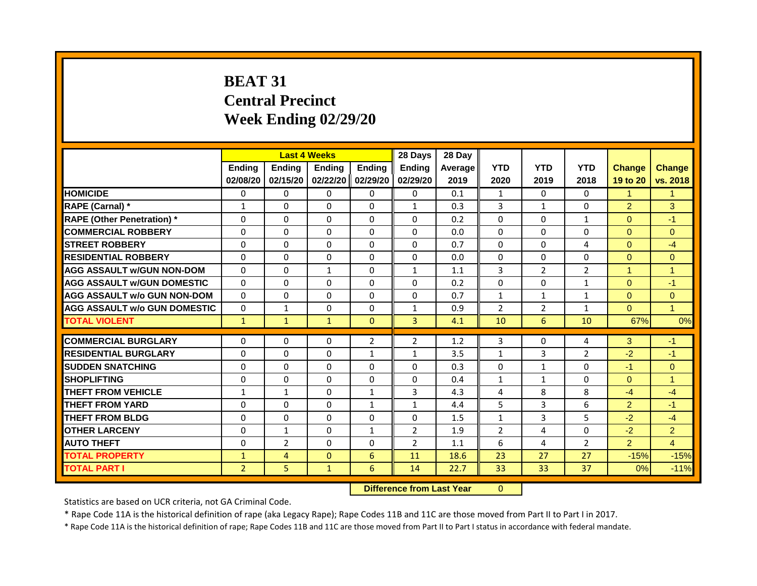# BEAT 31
## Central Precinct
## Week Ending 02/29/20

| | Last 4 Weeks | | | | 28 Days | 28 Day | | | | | |
|---|---|---|---|---|---|---|---|---|---|---|---|
| | Ending 02/08/20 | Ending 02/15/20 | Ending 02/22/20 | Ending 02/29/20 | Ending 02/29/20 | Average 2019 | YTD 2020 | YTD 2019 | YTD 2018 | Change 19 to 20 | Change vs. 2018 |
| **HOMICIDE** | 0 | 0 | 0 | 0 | 0 | 0.1 | 1 | 0 | 0 | 1 | 1 |
| **RAPE (Carnal) *** | 1 | 0 | 0 | 0 | 1 | 0.3 | 3 | 1 | 0 | 2 | 3 |
| **RAPE (Other Penetration) *** | 0 | 0 | 0 | 0 | 0 | 0.2 | 0 | 0 | 1 | 0 | -1 |
| **COMMERCIAL ROBBERY** | 0 | 0 | 0 | 0 | 0 | 0.0 | 0 | 0 | 0 | 0 | 0 |
| **STREET ROBBERY** | 0 | 0 | 0 | 0 | 0 | 0.7 | 0 | 0 | 4 | 0 | -4 |
| **RESIDENTIAL ROBBERY** | 0 | 0 | 0 | 0 | 0 | 0.0 | 0 | 0 | 0 | 0 | 0 |
| **AGG ASSAULT w/GUN NON-DOM** | 0 | 0 | 1 | 0 | 1 | 1.1 | 3 | 2 | 2 | 1 | 1 |
| **AGG ASSAULT w/GUN DOMESTIC** | 0 | 0 | 0 | 0 | 0 | 0.2 | 0 | 0 | 1 | 0 | -1 |
| **AGG ASSAULT w/o GUN NON-DOM** | 0 | 0 | 0 | 0 | 0 | 0.7 | 1 | 1 | 1 | 0 | 0 |
| **AGG ASSAULT w/o GUN DOMESTIC** | 0 | 1 | 0 | 0 | 1 | 0.9 | 2 | 2 | 1 | 0 | 1 |
| **TOTAL VIOLENT** | 1 | 1 | 1 | 0 | 3 | 4.1 | 10 | 6 | 10 | 67% | 0% |
| **COMMERCIAL BURGLARY** | 0 | 0 | 0 | 2 | 2 | 1.2 | 3 | 0 | 4 | 3 | -1 |
| **RESIDENTIAL BURGLARY** | 0 | 0 | 0 | 1 | 1 | 3.5 | 1 | 3 | 2 | -2 | -1 |
| **SUDDEN SNATCHING** | 0 | 0 | 0 | 0 | 0 | 0.3 | 0 | 1 | 0 | -1 | 0 |
| **SHOPLIFTING** | 0 | 0 | 0 | 0 | 0 | 0.4 | 1 | 1 | 0 | 0 | 1 |
| **THEFT FROM VEHICLE** | 1 | 1 | 0 | 1 | 3 | 4.3 | 4 | 8 | 8 | -4 | -4 |
| **THEFT FROM YARD** | 0 | 0 | 0 | 1 | 1 | 4.4 | 5 | 3 | 6 | 2 | -1 |
| **THEFT FROM BLDG** | 0 | 0 | 0 | 0 | 0 | 1.5 | 1 | 3 | 5 | -2 | -4 |
| **OTHER LARCENY** | 0 | 1 | 0 | 1 | 2 | 1.9 | 2 | 4 | 0 | -2 | 2 |
| **AUTO THEFT** | 0 | 2 | 0 | 0 | 2 | 1.1 | 6 | 4 | 2 | 2 | 4 |
| **TOTAL PROPERTY** | 1 | 4 | 0 | 6 | 11 | 18.6 | 23 | 27 | 27 | -15% | -15% |
| **TOTAL PART I** | 2 | 5 | 1 | 6 | 14 | 22.7 | 33 | 33 | 37 | 0% | -11% |

**Difference from Last Year** 0

Statistics are based on UCR criteria, not GA Criminal Code.

* Rape Code 11A is the historical definition of rape (aka Legacy Rape); Rape Codes 11B and 11C are those moved from Part II to Part I in 2017.

* Rape Code 11A is the historical definition of rape; Rape Codes 11B and 11C are those moved from Part II to Part I status in accordance with federal mandate.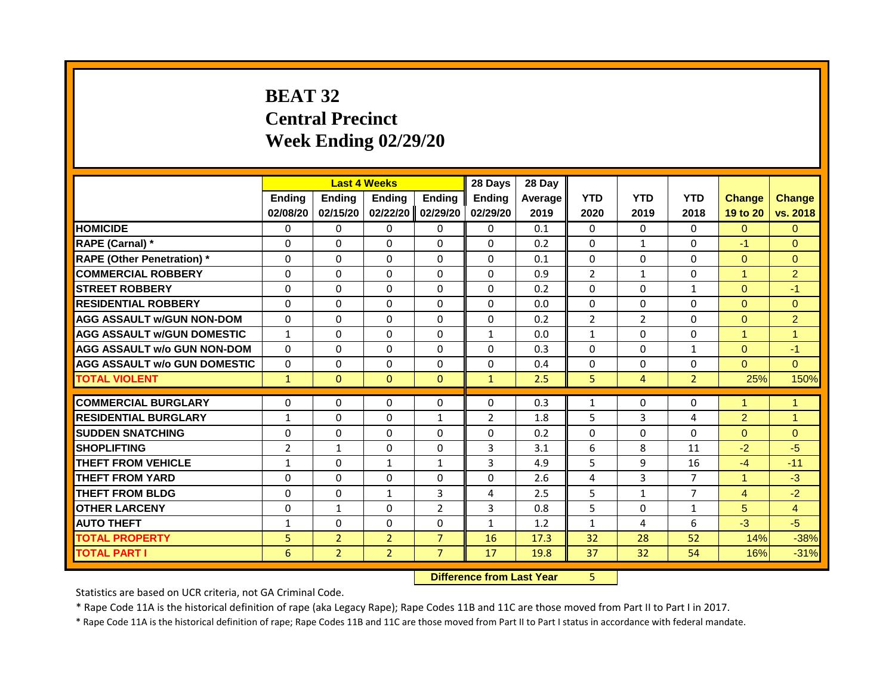# BEAT 32
# Central Precinct
# Week Ending 02/29/20

| | Last 4 Weeks | | | | 28 Days | 28 Day | | | | | |
|---|---|---|---|---|---|---|---|---|---|---|---|
| | Ending 02/08/20 | Ending 02/15/20 | Ending 02/22/20 | Ending 02/29/20 | Ending 02/29/20 | Average 2019 | YTD 2020 | YTD 2019 | YTD 2018 | Change 19 to 20 | Change vs. 2018 |
| HOMICIDE | 0 | 0 | 0 | 0 | 0 | 0.1 | 0 | 0 | 0 | 0 | 0 |
| RAPE (Carnal) * | 0 | 0 | 0 | 0 | 0 | 0.2 | 0 | 1 | 0 | -1 | 0 |
| RAPE (Other Penetration) * | 0 | 0 | 0 | 0 | 0 | 0.1 | 0 | 0 | 0 | 0 | 0 |
| COMMERCIAL ROBBERY | 0 | 0 | 0 | 0 | 0 | 0.9 | 2 | 1 | 0 | 1 | 2 |
| STREET ROBBERY | 0 | 0 | 0 | 0 | 0 | 0.2 | 0 | 0 | 1 | 0 | -1 |
| RESIDENTIAL ROBBERY | 0 | 0 | 0 | 0 | 0 | 0.0 | 0 | 0 | 0 | 0 | 0 |
| AGG ASSAULT w/GUN NON-DOM | 0 | 0 | 0 | 0 | 0 | 0.2 | 2 | 2 | 0 | 0 | 2 |
| AGG ASSAULT w/GUN DOMESTIC | 1 | 0 | 0 | 0 | 1 | 0.0 | 1 | 0 | 0 | 1 | 1 |
| AGG ASSAULT w/o GUN NON-DOM | 0 | 0 | 0 | 0 | 0 | 0.3 | 0 | 0 | 1 | 0 | -1 |
| AGG ASSAULT w/o GUN DOMESTIC | 0 | 0 | 0 | 0 | 0 | 0.4 | 0 | 0 | 0 | 0 | 0 |
| TOTAL VIOLENT | 1 | 0 | 0 | 0 | 1 | 2.5 | 5 | 4 | 2 | 25% | 150% |
| COMMERCIAL BURGLARY | 0 | 0 | 0 | 0 | 0 | 0.3 | 1 | 0 | 0 | 1 | 1 |
| RESIDENTIAL BURGLARY | 1 | 0 | 0 | 1 | 2 | 1.8 | 5 | 3 | 4 | 2 | 1 |
| SUDDEN SNATCHING | 0 | 0 | 0 | 0 | 0 | 0.2 | 0 | 0 | 0 | 0 | 0 |
| SHOPLIFTING | 2 | 1 | 0 | 0 | 3 | 3.1 | 6 | 8 | 11 | -2 | -5 |
| THEFT FROM VEHICLE | 1 | 0 | 1 | 1 | 3 | 4.9 | 5 | 9 | 16 | -4 | -11 |
| THEFT FROM YARD | 0 | 0 | 0 | 0 | 0 | 2.6 | 4 | 3 | 7 | 1 | -3 |
| THEFT FROM BLDG | 0 | 0 | 1 | 3 | 4 | 2.5 | 5 | 1 | 7 | 4 | -2 |
| OTHER LARCENY | 0 | 1 | 0 | 2 | 3 | 0.8 | 5 | 0 | 1 | 5 | 4 |
| AUTO THEFT | 1 | 0 | 0 | 0 | 1 | 1.2 | 1 | 4 | 6 | -3 | -5 |
| TOTAL PROPERTY | 5 | 2 | 2 | 7 | 16 | 17.3 | 32 | 28 | 52 | 14% | -38% |
| TOTAL PART I | 6 | 2 | 2 | 7 | 17 | 19.8 | 37 | 32 | 54 | 16% | -31% |

**Difference from Last Year** 5

Statistics are based on UCR criteria, not GA Criminal Code.

* Rape Code 11A is the historical definition of rape (aka Legacy Rape); Rape Codes 11B and 11C are those moved from Part II to Part I in 2017.

* Rape Code 11A is the historical definition of rape; Rape Codes 11B and 11C are those moved from Part II to Part I status in accordance with federal mandate.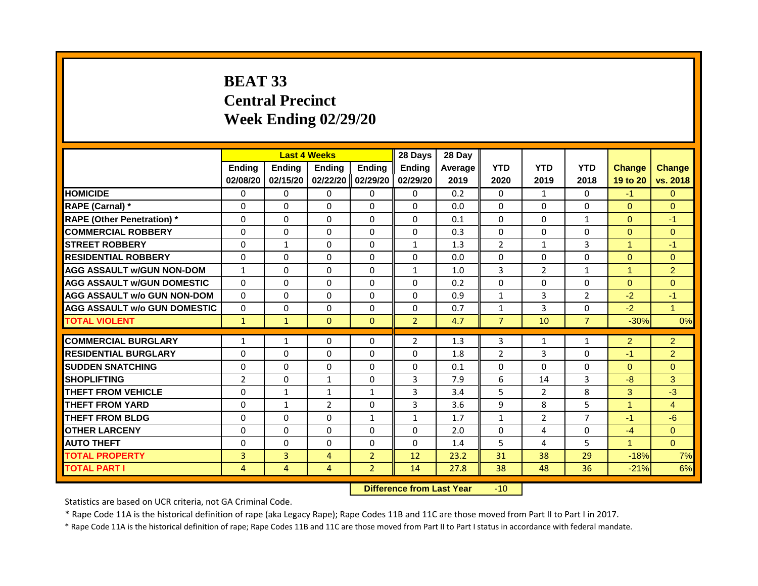# BEAT 33
# Central Precinct
# Week Ending 02/29/20

| | Last 4 Weeks | | | | 28 Days | 28 Day | | | | | |
|---|---|---|---|---|---|---|---|---|---|---|---|
| | Ending 02/08/20 | Ending 02/15/20 | Ending 02/22/20 | Ending 02/29/20 | Ending 02/29/20 | Average 2019 | YTD 2020 | YTD 2019 | YTD 2018 | Change 19 to 20 | Change vs. 2018 |
| HOMICIDE | 0 | 0 | 0 | 0 | 0 | 0.2 | 0 | 1 | 0 | -1 | 0 |
| RAPE (Carnal) * | 0 | 0 | 0 | 0 | 0 | 0.0 | 0 | 0 | 0 | 0 | 0 |
| RAPE (Other Penetration) * | 0 | 0 | 0 | 0 | 0 | 0.1 | 0 | 0 | 1 | 0 | -1 |
| COMMERCIAL ROBBERY | 0 | 0 | 0 | 0 | 0 | 0.3 | 0 | 0 | 0 | 0 | 0 |
| STREET ROBBERY | 0 | 1 | 0 | 0 | 1 | 1.3 | 2 | 1 | 3 | 1 | -1 |
| RESIDENTIAL ROBBERY | 0 | 0 | 0 | 0 | 0 | 0.0 | 0 | 0 | 0 | 0 | 0 |
| AGG ASSAULT w/GUN NON-DOM | 1 | 0 | 0 | 0 | 1 | 1.0 | 3 | 2 | 1 | 1 | 2 |
| AGG ASSAULT w/GUN DOMESTIC | 0 | 0 | 0 | 0 | 0 | 0.2 | 0 | 0 | 0 | 0 | 0 |
| AGG ASSAULT w/o GUN NON-DOM | 0 | 0 | 0 | 0 | 0 | 0.9 | 1 | 3 | 2 | -2 | -1 |
| AGG ASSAULT w/o GUN DOMESTIC | 0 | 0 | 0 | 0 | 0 | 0.7 | 1 | 3 | 0 | -2 | 1 |
| TOTAL VIOLENT | 1 | 1 | 0 | 0 | 2 | 4.7 | 7 | 10 | 7 | -30% | 0% |
| COMMERCIAL BURGLARY | 1 | 1 | 0 | 0 | 2 | 1.3 | 3 | 1 | 1 | 2 | 2 |
| RESIDENTIAL BURGLARY | 0 | 0 | 0 | 0 | 0 | 1.8 | 2 | 3 | 0 | -1 | 2 |
| SUDDEN SNATCHING | 0 | 0 | 0 | 0 | 0 | 0.1 | 0 | 0 | 0 | 0 | 0 |
| SHOPLIFTING | 2 | 0 | 1 | 0 | 3 | 7.9 | 6 | 14 | 3 | -8 | 3 |
| THEFT FROM VEHICLE | 0 | 1 | 1 | 1 | 3 | 3.4 | 5 | 2 | 8 | 3 | -3 |
| THEFT FROM YARD | 0 | 1 | 2 | 0 | 3 | 3.6 | 9 | 8 | 5 | 1 | 4 |
| THEFT FROM BLDG | 0 | 0 | 0 | 1 | 1 | 1.7 | 1 | 2 | 7 | -1 | -6 |
| OTHER LARCENY | 0 | 0 | 0 | 0 | 0 | 2.0 | 0 | 4 | 0 | -4 | 0 |
| AUTO THEFT | 0 | 0 | 0 | 0 | 0 | 1.4 | 5 | 4 | 5 | 1 | 0 |
| TOTAL PROPERTY | 3 | 3 | 4 | 2 | 12 | 23.2 | 31 | 38 | 29 | -18% | 7% |
| TOTAL PART I | 4 | 4 | 4 | 2 | 14 | 27.8 | 38 | 48 | 36 | -21% | 6% |

**Difference from Last Year** -10

Statistics are based on UCR criteria, not GA Criminal Code.

* Rape Code 11A is the historical definition of rape (aka Legacy Rape); Rape Codes 11B and 11C are those moved from Part II to Part I in 2017.

* Rape Code 11A is the historical definition of rape; Rape Codes 11B and 11C are those moved from Part II to Part I status in accordance with federal mandate.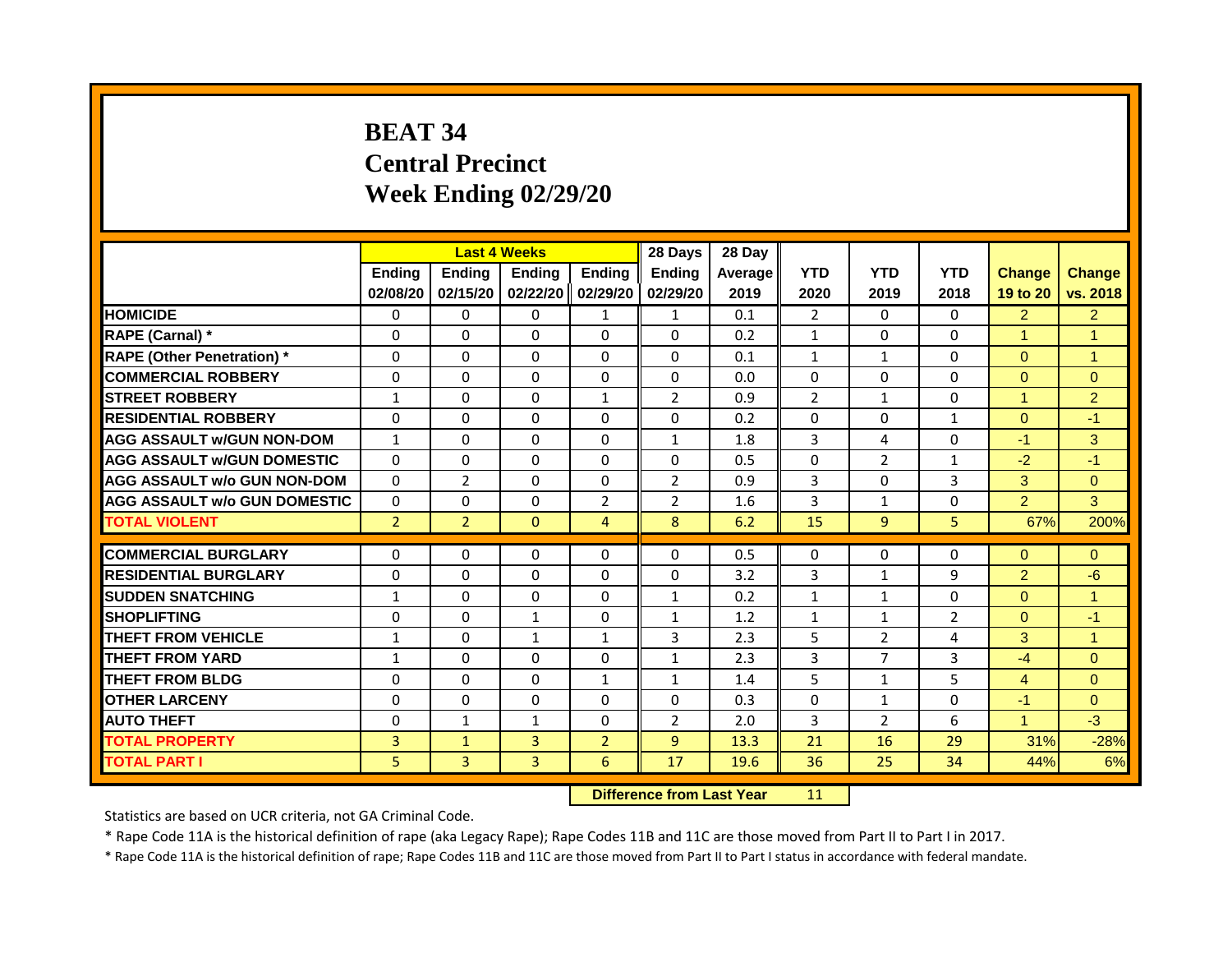# BEAT 34
# Central Precinct
# Week Ending 02/29/20

| | Last 4 Weeks | | | | 28 Days | 28 Day | | | | | |
|---|---|---|---|---|---|---|---|---|---|---|---|
| | Ending 02/08/20 | Ending 02/15/20 | Ending 02/22/20 | Ending 02/29/20 | Ending 02/29/20 | Average 2019 | YTD 2020 | YTD 2019 | YTD 2018 | Change 19 to 20 | Change vs. 2018 |
| **HOMICIDE** | 0 | 0 | 0 | 1 | 1 | 0.1 | 2 | 0 | 0 | 2 | 2 |
| **RAPE (Carnal) *** | 0 | 0 | 0 | 0 | 0 | 0.2 | 1 | 0 | 0 | 1 | 1 |
| **RAPE (Other Penetration) *** | 0 | 0 | 0 | 0 | 0 | 0.1 | 1 | 1 | 0 | 0 | 1 |
| **COMMERCIAL ROBBERY** | 0 | 0 | 0 | 0 | 0 | 0.0 | 0 | 0 | 0 | 0 | 0 |
| **STREET ROBBERY** | 1 | 0 | 0 | 1 | 2 | 0.9 | 2 | 1 | 0 | 1 | 2 |
| **RESIDENTIAL ROBBERY** | 0 | 0 | 0 | 0 | 0 | 0.2 | 0 | 0 | 1 | 0 | -1 |
| **AGG ASSAULT w/GUN NON-DOM** | 1 | 0 | 0 | 0 | 1 | 1.8 | 3 | 4 | 0 | -1 | 3 |
| **AGG ASSAULT w/GUN DOMESTIC** | 0 | 0 | 0 | 0 | 0 | 0.5 | 0 | 2 | 1 | -2 | -1 |
| **AGG ASSAULT w/o GUN NON-DOM** | 0 | 2 | 0 | 0 | 2 | 0.9 | 3 | 0 | 3 | 3 | 0 |
| **AGG ASSAULT w/o GUN DOMESTIC** | 0 | 0 | 0 | 2 | 2 | 1.6 | 3 | 1 | 0 | 2 | 3 |
| **TOTAL VIOLENT** | 2 | 2 | 0 | 4 | 8 | 6.2 | 15 | 9 | 5 | 67% | 200% |
| **COMMERCIAL BURGLARY** | 0 | 0 | 0 | 0 | 0 | 0.5 | 0 | 0 | 0 | 0 | 0 |
| **RESIDENTIAL BURGLARY** | 0 | 0 | 0 | 0 | 0 | 3.2 | 3 | 1 | 9 | 2 | -6 |
| **SUDDEN SNATCHING** | 1 | 0 | 0 | 0 | 1 | 0.2 | 1 | 1 | 0 | 0 | 1 |
| **SHOPLIFTING** | 0 | 0 | 1 | 0 | 1 | 1.2 | 1 | 1 | 2 | 0 | -1 |
| **THEFT FROM VEHICLE** | 1 | 0 | 1 | 1 | 3 | 2.3 | 5 | 2 | 4 | 3 | 1 |
| **THEFT FROM YARD** | 1 | 0 | 0 | 0 | 1 | 2.3 | 3 | 7 | 3 | -4 | 0 |
| **THEFT FROM BLDG** | 0 | 0 | 0 | 1 | 1 | 1.4 | 5 | 1 | 5 | 4 | 0 |
| **OTHER LARCENY** | 0 | 0 | 0 | 0 | 0 | 0.3 | 0 | 1 | 0 | -1 | 0 |
| **AUTO THEFT** | 0 | 1 | 1 | 0 | 2 | 2.0 | 3 | 2 | 6 | 1 | -3 |
| **TOTAL PROPERTY** | 3 | 1 | 3 | 2 | 9 | 13.3 | 21 | 16 | 29 | 31% | -28% |
| **TOTAL PART I** | 5 | 3 | 3 | 6 | 17 | 19.6 | 36 | 25 | 34 | 44% | 6% |

**Difference from Last Year** 11

Statistics are based on UCR criteria, not GA Criminal Code.

* Rape Code 11A is the historical definition of rape (aka Legacy Rape); Rape Codes 11B and 11C are those moved from Part II to Part I in 2017.

* Rape Code 11A is the historical definition of rape; Rape Codes 11B and 11C are those moved from Part II to Part I status in accordance with federal mandate.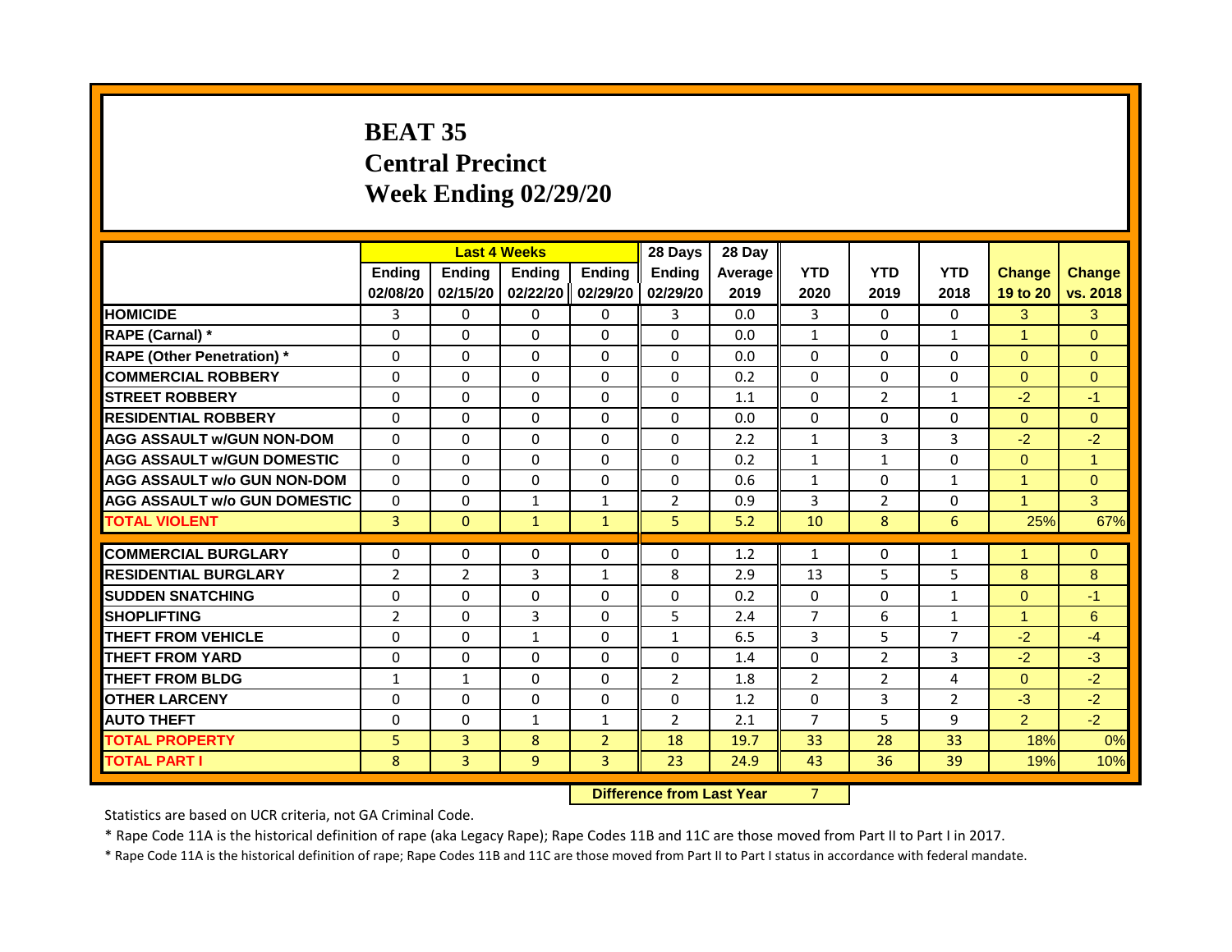# BEAT 35
## Central Precinct
## Week Ending 02/29/20

| | Last 4 Weeks | | | | 28 Days | 28 Day | | | | | |
|---|---|---|---|---|---|---|---|---|---|---|---|
| | Ending 02/08/20 | Ending 02/15/20 | Ending 02/22/20 | Ending 02/29/20 | Ending 02/29/20 | Average 2019 | YTD 2020 | YTD 2019 | YTD 2018 | Change 19 to 20 | Change vs. 2018 |
| HOMICIDE | 3 | 0 | 0 | 0 | 3 | 0.0 | 3 | 0 | 0 | 3 | 3 |
| RAPE (Carnal) * | 0 | 0 | 0 | 0 | 0 | 0.0 | 1 | 0 | 1 | 1 | 0 |
| RAPE (Other Penetration) * | 0 | 0 | 0 | 0 | 0 | 0.0 | 0 | 0 | 0 | 0 | 0 |
| COMMERCIAL ROBBERY | 0 | 0 | 0 | 0 | 0 | 0.2 | 0 | 0 | 0 | 0 | 0 |
| STREET ROBBERY | 0 | 0 | 0 | 0 | 0 | 1.1 | 0 | 2 | 1 | -2 | -1 |
| RESIDENTIAL ROBBERY | 0 | 0 | 0 | 0 | 0 | 0.0 | 0 | 0 | 0 | 0 | 0 |
| AGG ASSAULT w/GUN NON-DOM | 0 | 0 | 0 | 0 | 0 | 2.2 | 1 | 3 | 3 | -2 | -2 |
| AGG ASSAULT w/GUN DOMESTIC | 0 | 0 | 0 | 0 | 0 | 0.2 | 1 | 1 | 0 | 0 | 1 |
| AGG ASSAULT w/o GUN NON-DOM | 0 | 0 | 0 | 0 | 0 | 0.6 | 1 | 0 | 1 | 1 | 0 |
| AGG ASSAULT w/o GUN DOMESTIC | 0 | 0 | 1 | 1 | 2 | 0.9 | 3 | 2 | 0 | 1 | 3 |
| TOTAL VIOLENT | 3 | 0 | 1 | 1 | 5 | 5.2 | 10 | 8 | 6 | 25% | 67% |
| COMMERCIAL BURGLARY | 0 | 0 | 0 | 0 | 0 | 1.2 | 1 | 0 | 1 | 1 | 0 |
| RESIDENTIAL BURGLARY | 2 | 2 | 3 | 1 | 8 | 2.9 | 13 | 5 | 5 | 8 | 8 |
| SUDDEN SNATCHING | 0 | 0 | 0 | 0 | 0 | 0.2 | 0 | 0 | 1 | 0 | -1 |
| SHOPLIFTING | 2 | 0 | 3 | 0 | 5 | 2.4 | 7 | 6 | 1 | 1 | 6 |
| THEFT FROM VEHICLE | 0 | 0 | 1 | 0 | 1 | 6.5 | 3 | 5 | 7 | -2 | -4 |
| THEFT FROM YARD | 0 | 0 | 0 | 0 | 0 | 1.4 | 0 | 2 | 3 | -2 | -3 |
| THEFT FROM BLDG | 1 | 1 | 0 | 0 | 2 | 1.8 | 2 | 2 | 4 | 0 | -2 |
| OTHER LARCENY | 0 | 0 | 0 | 0 | 0 | 1.2 | 0 | 3 | 2 | -3 | -2 |
| AUTO THEFT | 0 | 0 | 1 | 1 | 2 | 2.1 | 7 | 5 | 9 | 2 | -2 |
| TOTAL PROPERTY | 5 | 3 | 8 | 2 | 18 | 19.7 | 33 | 28 | 33 | 18% | 0% |
| TOTAL PART I | 8 | 3 | 9 | 3 | 23 | 24.9 | 43 | 36 | 39 | 19% | 10% |

**Difference from Last Year** 7

Statistics are based on UCR criteria, not GA Criminal Code.

* Rape Code 11A is the historical definition of rape (aka Legacy Rape); Rape Codes 11B and 11C are those moved from Part II to Part I in 2017.

* Rape Code 11A is the historical definition of rape; Rape Codes 11B and 11C are those moved from Part II to Part I status in accordance with federal mandate.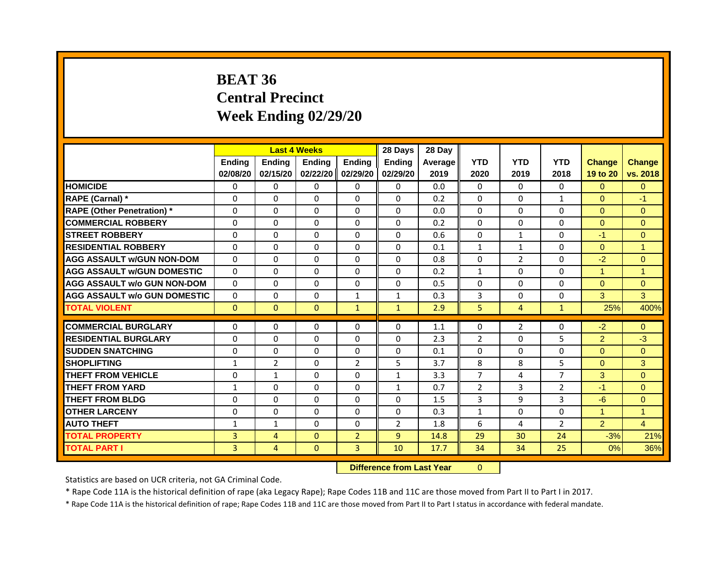# BEAT 36
# Central Precinct
# Week Ending 02/29/20

| | Last 4 Weeks | | | | 28 Days | 28 Day | | | | | |
|---|---|---|---|---|---|---|---|---|---|---|---|
| | Ending 02/08/20 | Ending 02/15/20 | Ending 02/22/20 | Ending 02/29/20 | Ending 02/29/20 | Average 2019 | YTD 2020 | YTD 2019 | YTD 2018 | Change 19 to 20 | Change vs. 2018 |
| HOMICIDE | 0 | 0 | 0 | 0 | 0 | 0.0 | 0 | 0 | 0 | 0 | 0 |
| RAPE (Carnal) * | 0 | 0 | 0 | 0 | 0 | 0.2 | 0 | 0 | 1 | 0 | -1 |
| RAPE (Other Penetration) * | 0 | 0 | 0 | 0 | 0 | 0.0 | 0 | 0 | 0 | 0 | 0 |
| COMMERCIAL ROBBERY | 0 | 0 | 0 | 0 | 0 | 0.2 | 0 | 0 | 0 | 0 | 0 |
| STREET ROBBERY | 0 | 0 | 0 | 0 | 0 | 0.6 | 0 | 1 | 0 | -1 | 0 |
| RESIDENTIAL ROBBERY | 0 | 0 | 0 | 0 | 0 | 0.1 | 1 | 1 | 0 | 0 | 1 |
| AGG ASSAULT w/GUN NON-DOM | 0 | 0 | 0 | 0 | 0 | 0.8 | 0 | 2 | 0 | -2 | 0 |
| AGG ASSAULT w/GUN DOMESTIC | 0 | 0 | 0 | 0 | 0 | 0.2 | 1 | 0 | 0 | 1 | 1 |
| AGG ASSAULT w/o GUN NON-DOM | 0 | 0 | 0 | 0 | 0 | 0.5 | 0 | 0 | 0 | 0 | 0 |
| AGG ASSAULT w/o GUN DOMESTIC | 0 | 0 | 0 | 1 | 1 | 0.3 | 3 | 0 | 0 | 3 | 3 |
| TOTAL VIOLENT | 0 | 0 | 0 | 1 | 1 | 2.9 | 5 | 4 | 1 | 25% | 400% |
| COMMERCIAL BURGLARY | 0 | 0 | 0 | 0 | 0 | 1.1 | 0 | 2 | 0 | -2 | 0 |
| RESIDENTIAL BURGLARY | 0 | 0 | 0 | 0 | 0 | 2.3 | 2 | 0 | 5 | 2 | -3 |
| SUDDEN SNATCHING | 0 | 0 | 0 | 0 | 0 | 0.1 | 0 | 0 | 0 | 0 | 0 |
| SHOPLIFTING | 1 | 2 | 0 | 2 | 5 | 3.7 | 8 | 8 | 5 | 0 | 3 |
| THEFT FROM VEHICLE | 0 | 1 | 0 | 0 | 1 | 3.3 | 7 | 4 | 7 | 3 | 0 |
| THEFT FROM YARD | 1 | 0 | 0 | 0 | 1 | 0.7 | 2 | 3 | 2 | -1 | 0 |
| THEFT FROM BLDG | 0 | 0 | 0 | 0 | 0 | 1.5 | 3 | 9 | 3 | -6 | 0 |
| OTHER LARCENY | 0 | 0 | 0 | 0 | 0 | 0.3 | 1 | 0 | 0 | 1 | 1 |
| AUTO THEFT | 1 | 1 | 0 | 0 | 2 | 1.8 | 6 | 4 | 2 | 2 | 4 |
| TOTAL PROPERTY | 3 | 4 | 0 | 2 | 9 | 14.8 | 29 | 30 | 24 | -3% | 21% |
| TOTAL PART I | 3 | 4 | 0 | 3 | 10 | 17.7 | 34 | 34 | 25 | 0% | 36% |

**Difference from Last Year** 0

Statistics are based on UCR criteria, not GA Criminal Code.

* Rape Code 11A is the historical definition of rape (aka Legacy Rape); Rape Codes 11B and 11C are those moved from Part II to Part I in 2017.

* Rape Code 11A is the historical definition of rape; Rape Codes 11B and 11C are those moved from Part II to Part I status in accordance with federal mandate.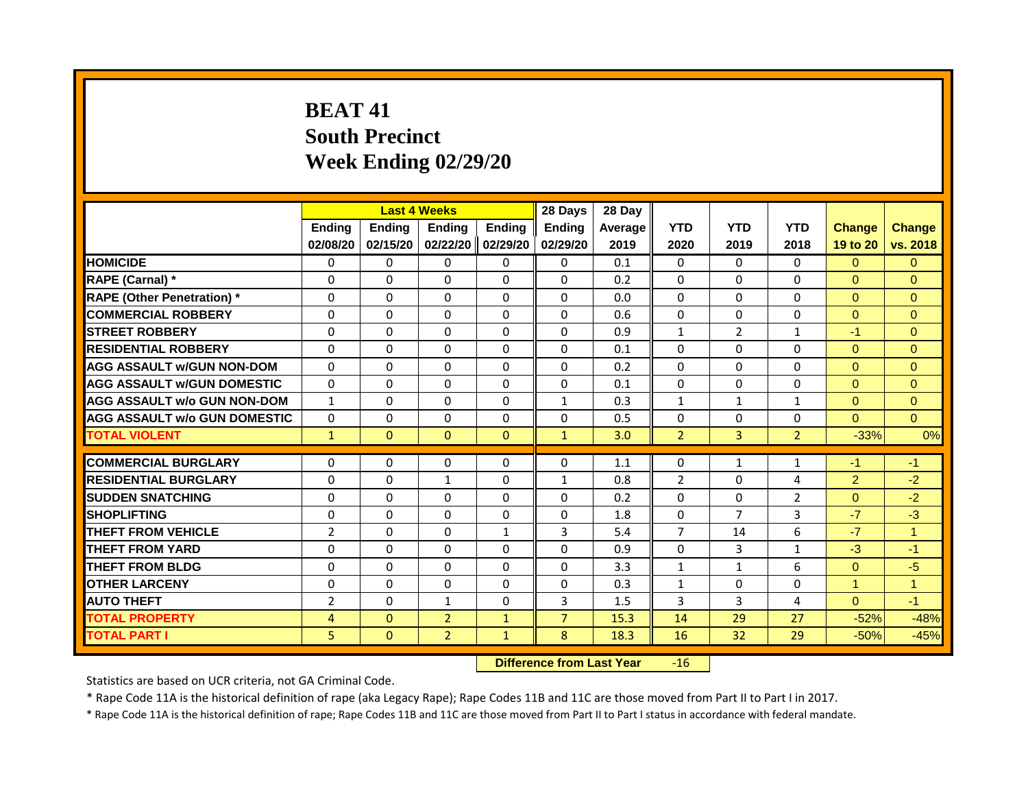# BEAT 41
## South Precinct
## Week Ending 02/29/20

| | Last 4 Weeks | | | | 28 Days | 28 Day | | | | | |
|---|---|---|---|---|---|---|---|---|---|---|---|
| | Ending 02/08/20 | Ending 02/15/20 | Ending 02/22/20 | Ending 02/29/20 | Ending 02/29/20 | Average 2019 | YTD 2020 | YTD 2019 | YTD 2018 | Change 19 to 20 | Change vs. 2018 |
| HOMICIDE | 0 | 0 | 0 | 0 | 0 | 0.1 | 0 | 0 | 0 | 0 | 0 |
| RAPE (Carnal) * | 0 | 0 | 0 | 0 | 0 | 0.2 | 0 | 0 | 0 | 0 | 0 |
| RAPE (Other Penetration) * | 0 | 0 | 0 | 0 | 0 | 0.0 | 0 | 0 | 0 | 0 | 0 |
| COMMERCIAL ROBBERY | 0 | 0 | 0 | 0 | 0 | 0.6 | 0 | 0 | 0 | 0 | 0 |
| STREET ROBBERY | 0 | 0 | 0 | 0 | 0 | 0.9 | 1 | 2 | 1 | -1 | 0 |
| RESIDENTIAL ROBBERY | 0 | 0 | 0 | 0 | 0 | 0.1 | 0 | 0 | 0 | 0 | 0 |
| AGG ASSAULT w/GUN NON-DOM | 0 | 0 | 0 | 0 | 0 | 0.2 | 0 | 0 | 0 | 0 | 0 |
| AGG ASSAULT w/GUN DOMESTIC | 0 | 0 | 0 | 0 | 0 | 0.1 | 0 | 0 | 0 | 0 | 0 |
| AGG ASSAULT w/o GUN NON-DOM | 1 | 0 | 0 | 0 | 1 | 0.3 | 1 | 1 | 1 | 0 | 0 |
| AGG ASSAULT w/o GUN DOMESTIC | 0 | 0 | 0 | 0 | 0 | 0.5 | 0 | 0 | 0 | 0 | 0 |
| TOTAL VIOLENT | 1 | 0 | 0 | 0 | 1 | 3.0 | 2 | 3 | 2 | -33% | 0% |
| COMMERCIAL BURGLARY | 0 | 0 | 0 | 0 | 0 | 1.1 | 0 | 1 | 1 | -1 | -1 |
| RESIDENTIAL BURGLARY | 0 | 0 | 1 | 0 | 1 | 0.8 | 2 | 0 | 4 | 2 | -2 |
| SUDDEN SNATCHING | 0 | 0 | 0 | 0 | 0 | 0.2 | 0 | 0 | 2 | 0 | -2 |
| SHOPLIFTING | 0 | 0 | 0 | 0 | 0 | 1.8 | 0 | 7 | 3 | -7 | -3 |
| THEFT FROM VEHICLE | 2 | 0 | 0 | 1 | 3 | 5.4 | 7 | 14 | 6 | -7 | 1 |
| THEFT FROM YARD | 0 | 0 | 0 | 0 | 0 | 0.9 | 0 | 3 | 1 | -3 | -1 |
| THEFT FROM BLDG | 0 | 0 | 0 | 0 | 0 | 3.3 | 1 | 1 | 6 | 0 | -5 |
| OTHER LARCENY | 0 | 0 | 0 | 0 | 0 | 0.3 | 1 | 0 | 0 | 1 | 1 |
| AUTO THEFT | 2 | 0 | 1 | 0 | 3 | 1.5 | 3 | 3 | 4 | 0 | -1 |
| TOTAL PROPERTY | 4 | 0 | 2 | 1 | 7 | 15.3 | 14 | 29 | 27 | -52% | -48% |
| TOTAL PART I | 5 | 0 | 2 | 1 | 8 | 18.3 | 16 | 32 | 29 | -50% | -45% |

**Difference from Last Year** -16

Statistics are based on UCR criteria, not GA Criminal Code.

* Rape Code 11A is the historical definition of rape (aka Legacy Rape); Rape Codes 11B and 11C are those moved from Part II to Part I in 2017.

* Rape Code 11A is the historical definition of rape; Rape Codes 11B and 11C are those moved from Part II to Part I status in accordance with federal mandate.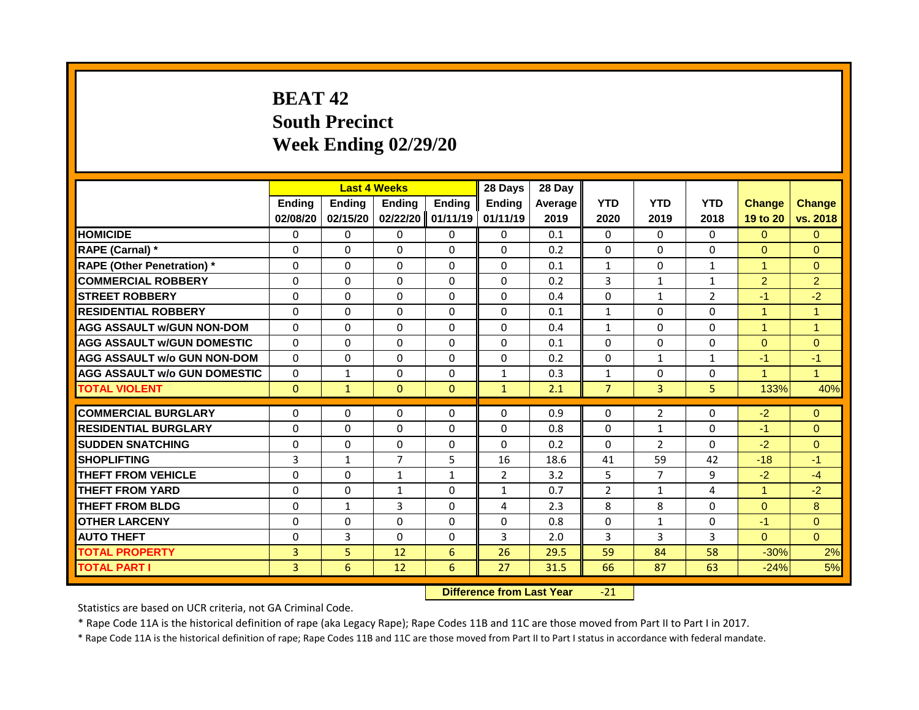# BEAT 42
## South Precinct
## Week Ending 02/29/20

| | Last 4 Weeks | | | | 28 Days | 28 Day | | | | | |
|---|---|---|---|---|---|---|---|---|---|---|---|
| | Ending 02/08/20 | Ending 02/15/20 | Ending 02/22/20 | Ending 01/11/19 | Ending 01/11/19 | Average 2019 | YTD 2020 | YTD 2019 | YTD 2018 | Change 19 to 20 | Change vs. 2018 |
| HOMICIDE | 0 | 0 | 0 | 0 | 0 | 0.1 | 0 | 0 | 0 | 0 | 0 |
| RAPE (Carnal) * | 0 | 0 | 0 | 0 | 0 | 0.2 | 0 | 0 | 0 | 0 | 0 |
| RAPE (Other Penetration) * | 0 | 0 | 0 | 0 | 0 | 0.1 | 1 | 0 | 1 | 1 | 0 |
| COMMERCIAL ROBBERY | 0 | 0 | 0 | 0 | 0 | 0.2 | 3 | 1 | 1 | 2 | 2 |
| STREET ROBBERY | 0 | 0 | 0 | 0 | 0 | 0.4 | 0 | 1 | 2 | -1 | -2 |
| RESIDENTIAL ROBBERY | 0 | 0 | 0 | 0 | 0 | 0.1 | 1 | 0 | 0 | 1 | 1 |
| AGG ASSAULT w/GUN NON-DOM | 0 | 0 | 0 | 0 | 0 | 0.4 | 1 | 0 | 0 | 1 | 1 |
| AGG ASSAULT w/GUN DOMESTIC | 0 | 0 | 0 | 0 | 0 | 0.1 | 0 | 0 | 0 | 0 | 0 |
| AGG ASSAULT w/o GUN NON-DOM | 0 | 0 | 0 | 0 | 0 | 0.2 | 0 | 1 | 1 | -1 | -1 |
| AGG ASSAULT w/o GUN DOMESTIC | 0 | 1 | 0 | 0 | 1 | 0.3 | 1 | 0 | 0 | 1 | 1 |
| TOTAL VIOLENT | 0 | 1 | 0 | 0 | 1 | 2.1 | 7 | 3 | 5 | 133% | 40% |
| COMMERCIAL BURGLARY | 0 | 0 | 0 | 0 | 0 | 0.9 | 0 | 2 | 0 | -2 | 0 |
| RESIDENTIAL BURGLARY | 0 | 0 | 0 | 0 | 0 | 0.8 | 0 | 1 | 0 | -1 | 0 |
| SUDDEN SNATCHING | 0 | 0 | 0 | 0 | 0 | 0.2 | 0 | 2 | 0 | -2 | 0 |
| SHOPLIFTING | 3 | 1 | 7 | 5 | 16 | 18.6 | 41 | 59 | 42 | -18 | -1 |
| THEFT FROM VEHICLE | 0 | 0 | 1 | 1 | 2 | 3.2 | 5 | 7 | 9 | -2 | -4 |
| THEFT FROM YARD | 0 | 0 | 1 | 0 | 1 | 0.7 | 2 | 1 | 4 | 1 | -2 |
| THEFT FROM BLDG | 0 | 1 | 3 | 0 | 4 | 2.3 | 8 | 8 | 0 | 0 | 8 |
| OTHER LARCENY | 0 | 0 | 0 | 0 | 0 | 0.8 | 0 | 1 | 0 | -1 | 0 |
| AUTO THEFT | 0 | 3 | 0 | 0 | 3 | 2.0 | 3 | 3 | 3 | 0 | 0 |
| TOTAL PROPERTY | 3 | 5 | 12 | 6 | 26 | 29.5 | 59 | 84 | 58 | -30% | 2% |
| TOTAL PART I | 3 | 6 | 12 | 6 | 27 | 31.5 | 66 | 87 | 63 | -24% | 5% |

**Difference from Last Year** -21

Statistics are based on UCR criteria, not GA Criminal Code.

* Rape Code 11A is the historical definition of rape (aka Legacy Rape); Rape Codes 11B and 11C are those moved from Part II to Part I in 2017.

* Rape Code 11A is the historical definition of rape; Rape Codes 11B and 11C are those moved from Part II to Part I status in accordance with federal mandate.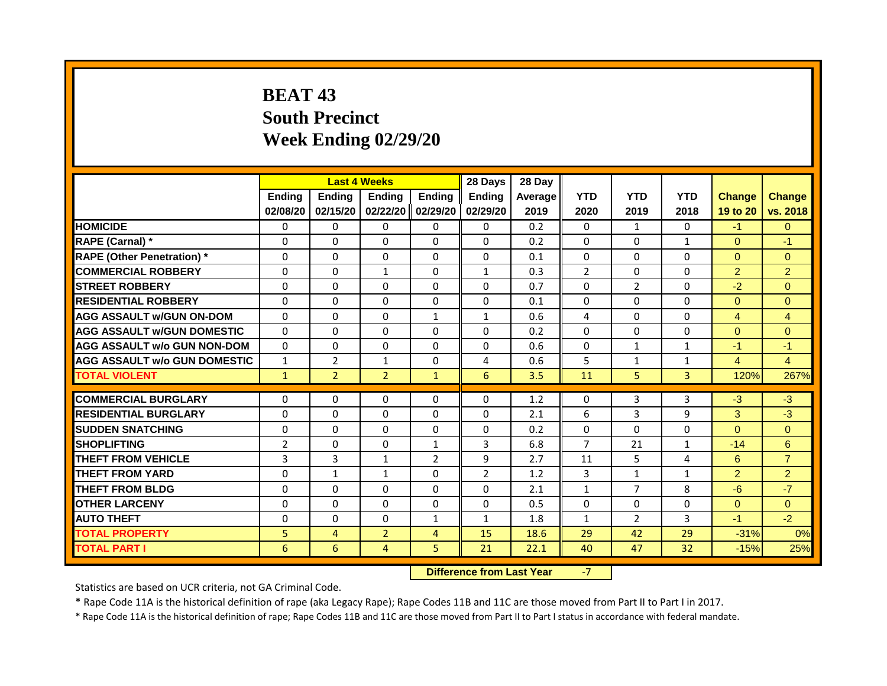# BEAT 43
## South Precinct
## Week Ending 02/29/20

| | Last 4 Weeks | | | | 28 Days | 28 Day | | | | | |
|---|---|---|---|---|---|---|---|---|---|---|---|
| | Ending 02/08/20 | Ending 02/15/20 | Ending 02/22/20 | Ending 02/29/20 | Ending 02/29/20 | Average 2019 | YTD 2020 | YTD 2019 | YTD 2018 | Change 19 to 20 | Change vs. 2018 |
| **HOMICIDE** | 0 | 0 | 0 | 0 | 0 | 0.2 | 0 | 1 | 0 | -1 | 0 |
| **RAPE (Carnal) *** | 0 | 0 | 0 | 0 | 0 | 0.2 | 0 | 0 | 1 | 0 | -1 |
| **RAPE (Other Penetration) *** | 0 | 0 | 0 | 0 | 0 | 0.1 | 0 | 0 | 0 | 0 | 0 |
| **COMMERCIAL ROBBERY** | 0 | 0 | 1 | 0 | 1 | 0.3 | 2 | 0 | 0 | 2 | 2 |
| **STREET ROBBERY** | 0 | 0 | 0 | 0 | 0 | 0.7 | 0 | 2 | 0 | -2 | 0 |
| **RESIDENTIAL ROBBERY** | 0 | 0 | 0 | 0 | 0 | 0.1 | 0 | 0 | 0 | 0 | 0 |
| **AGG ASSAULT w/GUN ON-DOM** | 0 | 0 | 0 | 1 | 1 | 0.6 | 4 | 0 | 0 | 4 | 4 |
| **AGG ASSAULT w/GUN DOMESTIC** | 0 | 0 | 0 | 0 | 0 | 0.2 | 0 | 0 | 0 | 0 | 0 |
| **AGG ASSAULT w/o GUN NON-DOM** | 0 | 0 | 0 | 0 | 0 | 0.6 | 0 | 1 | 1 | -1 | -1 |
| **AGG ASSAULT w/o GUN DOMESTIC** | 1 | 2 | 1 | 0 | 4 | 0.6 | 5 | 1 | 1 | 4 | 4 |
| **TOTAL VIOLENT** | 1 | 2 | 2 | 1 | 6 | 3.5 | 11 | 5 | 3 | 120% | 267% |
| **COMMERCIAL BURGLARY** | 0 | 0 | 0 | 0 | 0 | 1.2 | 0 | 3 | 3 | -3 | -3 |
| **RESIDENTIAL BURGLARY** | 0 | 0 | 0 | 0 | 0 | 2.1 | 6 | 3 | 9 | 3 | -3 |
| **SUDDEN SNATCHING** | 0 | 0 | 0 | 0 | 0 | 0.2 | 0 | 0 | 0 | 0 | 0 |
| **SHOPLIFTING** | 2 | 0 | 0 | 1 | 3 | 6.8 | 7 | 21 | 1 | -14 | 6 |
| **THEFT FROM VEHICLE** | 3 | 3 | 1 | 2 | 9 | 2.7 | 11 | 5 | 4 | 6 | 7 |
| **THEFT FROM YARD** | 0 | 1 | 1 | 0 | 2 | 1.2 | 3 | 1 | 1 | 2 | 2 |
| **THEFT FROM BLDG** | 0 | 0 | 0 | 0 | 0 | 2.1 | 1 | 7 | 8 | -6 | -7 |
| **OTHER LARCENY** | 0 | 0 | 0 | 0 | 0 | 0.5 | 0 | 0 | 0 | 0 | 0 |
| **AUTO THEFT** | 0 | 0 | 0 | 1 | 1 | 1.8 | 1 | 2 | 3 | -1 | -2 |
| **TOTAL PROPERTY** | 5 | 4 | 2 | 4 | 15 | 18.6 | 29 | 42 | 29 | -31% | 0% |
| **TOTAL PART I** | 6 | 6 | 4 | 5 | 21 | 22.1 | 40 | 47 | 32 | -15% | 25% |

**Difference from Last Year** -7

Statistics are based on UCR criteria, not GA Criminal Code.

* Rape Code 11A is the historical definition of rape (aka Legacy Rape); Rape Codes 11B and 11C are those moved from Part II to Part I in 2017.

* Rape Code 11A is the historical definition of rape; Rape Codes 11B and 11C are those moved from Part II to Part I status in accordance with federal mandate.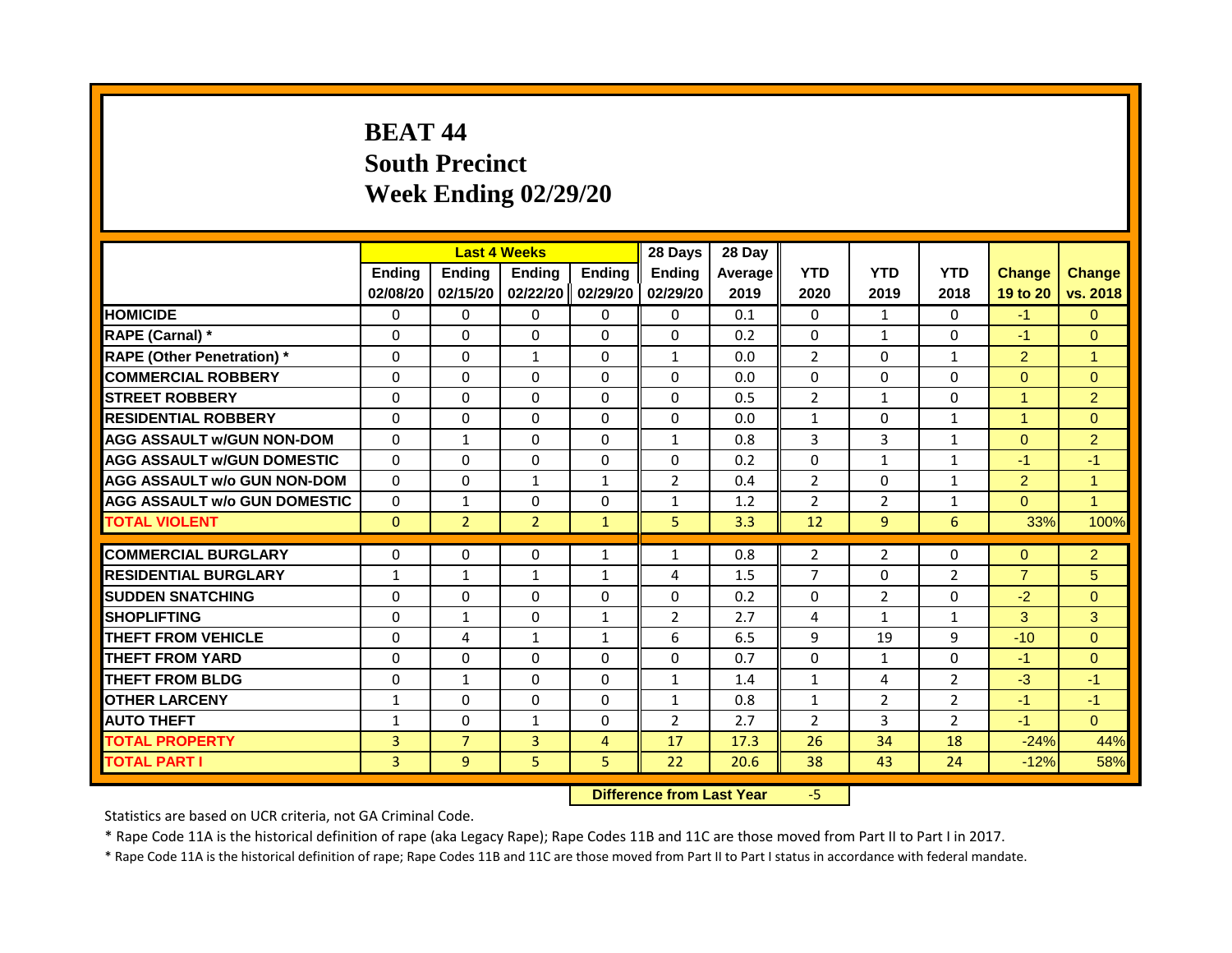# BEAT 44
# South Precinct
# Week Ending 02/29/20

| | Last 4 Weeks | | | | 28 Days | 28 Day | | | | | |
|---|---|---|---|---|---|---|---|---|---|---|---|
| | Ending 02/08/20 | Ending 02/15/20 | Ending 02/22/20 | Ending 02/29/20 | Ending 02/29/20 | Average 2019 | YTD 2020 | YTD 2019 | YTD 2018 | Change 19 to 20 | Change vs. 2018 |
| HOMICIDE | 0 | 0 | 0 | 0 | 0 | 0.1 | 0 | 1 | 0 | -1 | 0 |
| RAPE (Carnal) * | 0 | 0 | 0 | 0 | 0 | 0.2 | 0 | 1 | 0 | -1 | 0 |
| RAPE (Other Penetration) * | 0 | 0 | 1 | 0 | 1 | 0.0 | 2 | 0 | 1 | 2 | 1 |
| COMMERCIAL ROBBERY | 0 | 0 | 0 | 0 | 0 | 0.0 | 0 | 0 | 0 | 0 | 0 |
| STREET ROBBERY | 0 | 0 | 0 | 0 | 0 | 0.5 | 2 | 1 | 0 | 1 | 2 |
| RESIDENTIAL ROBBERY | 0 | 0 | 0 | 0 | 0 | 0.0 | 1 | 0 | 1 | 1 | 0 |
| AGG ASSAULT w/GUN NON-DOM | 0 | 1 | 0 | 0 | 1 | 0.8 | 3 | 3 | 1 | 0 | 2 |
| AGG ASSAULT w/GUN DOMESTIC | 0 | 0 | 0 | 0 | 0 | 0.2 | 0 | 1 | 1 | -1 | -1 |
| AGG ASSAULT w/o GUN NON-DOM | 0 | 0 | 1 | 1 | 2 | 0.4 | 2 | 0 | 1 | 2 | 1 |
| AGG ASSAULT w/o GUN DOMESTIC | 0 | 1 | 0 | 0 | 1 | 1.2 | 2 | 2 | 1 | 0 | 1 |
| TOTAL VIOLENT | 0 | 2 | 2 | 1 | 5 | 3.3 | 12 | 9 | 6 | 33% | 100% |
| COMMERCIAL BURGLARY | 0 | 0 | 0 | 1 | 1 | 0.8 | 2 | 2 | 0 | 0 | 2 |
| RESIDENTIAL BURGLARY | 1 | 1 | 1 | 1 | 4 | 1.5 | 7 | 0 | 2 | 7 | 5 |
| SUDDEN SNATCHING | 0 | 0 | 0 | 0 | 0 | 0.2 | 0 | 2 | 0 | -2 | 0 |
| SHOPLIFTING | 0 | 1 | 0 | 1 | 2 | 2.7 | 4 | 1 | 1 | 3 | 3 |
| THEFT FROM VEHICLE | 0 | 4 | 1 | 1 | 6 | 6.5 | 9 | 19 | 9 | -10 | 0 |
| THEFT FROM YARD | 0 | 0 | 0 | 0 | 0 | 0.7 | 0 | 1 | 0 | -1 | 0 |
| THEFT FROM BLDG | 0 | 1 | 0 | 0 | 1 | 1.4 | 1 | 4 | 2 | -3 | -1 |
| OTHER LARCENY | 1 | 0 | 0 | 0 | 1 | 0.8 | 1 | 2 | 2 | -1 | -1 |
| AUTO THEFT | 1 | 0 | 1 | 0 | 2 | 2.7 | 2 | 3 | 2 | -1 | 0 |
| TOTAL PROPERTY | 3 | 7 | 3 | 4 | 17 | 17.3 | 26 | 34 | 18 | -24% | 44% |
| TOTAL PART I | 3 | 9 | 5 | 5 | 22 | 20.6 | 38 | 43 | 24 | -12% | 58% |

**Difference from Last Year** -5

Statistics are based on UCR criteria, not GA Criminal Code.

* Rape Code 11A is the historical definition of rape (aka Legacy Rape); Rape Codes 11B and 11C are those moved from Part II to Part I in 2017.

* Rape Code 11A is the historical definition of rape; Rape Codes 11B and 11C are those moved from Part II to Part I status in accordance with federal mandate.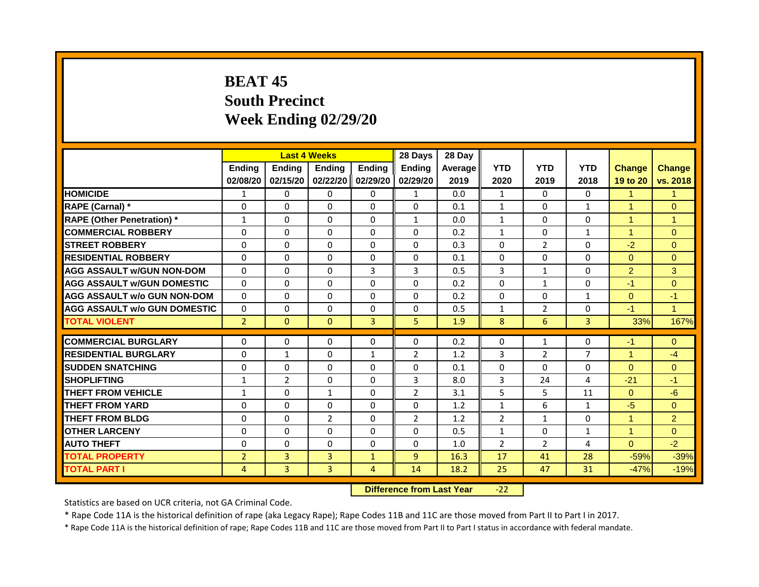# BEAT 45
## South Precinct
## Week Ending 02/29/20

| | Last 4 Weeks | | | | 28 Days | 28 Day | | | | | |
|---|---|---|---|---|---|---|---|---|---|---|---|
| | Ending 02/08/20 | Ending 02/15/20 | Ending 02/22/20 | Ending 02/29/20 | Ending 02/29/20 | Average 2019 | YTD 2020 | YTD 2019 | YTD 2018 | Change 19 to 20 | Change vs. 2018 |
| HOMICIDE | 1 | 0 | 0 | 0 | 1 | 0.0 | 1 | 0 | 0 | 1 | 1 |
| RAPE (Carnal) * | 0 | 0 | 0 | 0 | 0 | 0.1 | 1 | 0 | 1 | 1 | 0 |
| RAPE (Other Penetration) * | 1 | 0 | 0 | 0 | 1 | 0.0 | 1 | 0 | 0 | 1 | 1 |
| COMMERCIAL ROBBERY | 0 | 0 | 0 | 0 | 0 | 0.2 | 1 | 0 | 1 | 1 | 0 |
| STREET ROBBERY | 0 | 0 | 0 | 0 | 0 | 0.3 | 0 | 2 | 0 | -2 | 0 |
| RESIDENTIAL ROBBERY | 0 | 0 | 0 | 0 | 0 | 0.1 | 0 | 0 | 0 | 0 | 0 |
| AGG ASSAULT w/GUN NON-DOM | 0 | 0 | 0 | 3 | 3 | 0.5 | 3 | 1 | 0 | 2 | 3 |
| AGG ASSAULT w/GUN DOMESTIC | 0 | 0 | 0 | 0 | 0 | 0.2 | 0 | 1 | 0 | -1 | 0 |
| AGG ASSAULT w/o GUN NON-DOM | 0 | 0 | 0 | 0 | 0 | 0.2 | 0 | 0 | 1 | 0 | -1 |
| AGG ASSAULT w/o GUN DOMESTIC | 0 | 0 | 0 | 0 | 0 | 0.5 | 1 | 2 | 0 | -1 | 1 |
| TOTAL VIOLENT | 2 | 0 | 0 | 3 | 5 | 1.9 | 8 | 6 | 3 | 33% | 167% |
| COMMERCIAL BURGLARY | 0 | 0 | 0 | 0 | 0 | 0.2 | 0 | 1 | 0 | -1 | 0 |
| RESIDENTIAL BURGLARY | 0 | 1 | 0 | 1 | 2 | 1.2 | 3 | 2 | 7 | 1 | -4 |
| SUDDEN SNATCHING | 0 | 0 | 0 | 0 | 0 | 0.1 | 0 | 0 | 0 | 0 | 0 |
| SHOPLIFTING | 1 | 2 | 0 | 0 | 3 | 8.0 | 3 | 24 | 4 | -21 | -1 |
| THEFT FROM VEHICLE | 1 | 0 | 1 | 0 | 2 | 3.1 | 5 | 5 | 11 | 0 | -6 |
| THEFT FROM YARD | 0 | 0 | 0 | 0 | 0 | 1.2 | 1 | 6 | 1 | -5 | 0 |
| THEFT FROM BLDG | 0 | 0 | 2 | 0 | 2 | 1.2 | 2 | 1 | 0 | 1 | 2 |
| OTHER LARCENY | 0 | 0 | 0 | 0 | 0 | 0.5 | 1 | 0 | 1 | 1 | 0 |
| AUTO THEFT | 0 | 0 | 0 | 0 | 0 | 1.0 | 2 | 2 | 4 | 0 | -2 |
| TOTAL PROPERTY | 2 | 3 | 3 | 1 | 9 | 16.3 | 17 | 41 | 28 | -59% | -39% |
| TOTAL PART I | 4 | 3 | 3 | 4 | 14 | 18.2 | 25 | 47 | 31 | -47% | -19% |

**Difference from Last Year** -22

Statistics are based on UCR criteria, not GA Criminal Code.

* Rape Code 11A is the historical definition of rape (aka Legacy Rape); Rape Codes 11B and 11C are those moved from Part II to Part I in 2017.

* Rape Code 11A is the historical definition of rape; Rape Codes 11B and 11C are those moved from Part II to Part I status in accordance with federal mandate.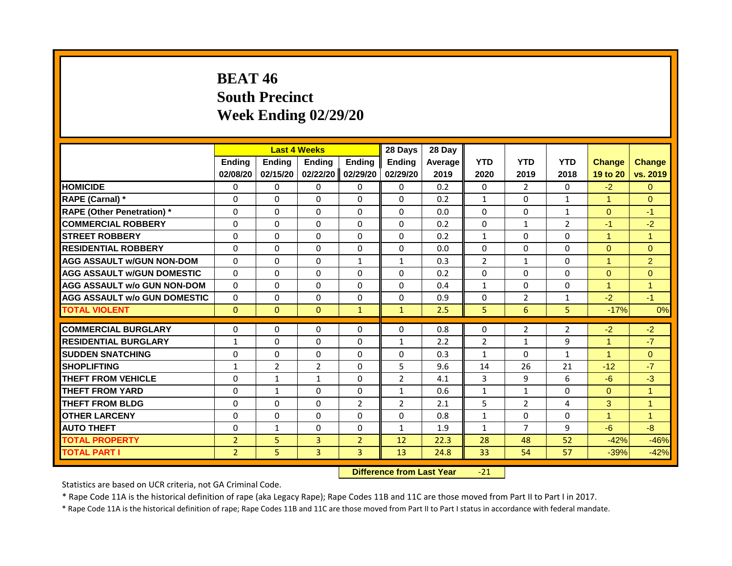# BEAT 46
# South Precinct
# Week Ending 02/29/20

| | Last 4 Weeks | | | | 28 Days | 28 Day | | | | | |
|---|---|---|---|---|---|---|---|---|---|---|---|
| | Ending 02/08/20 | Ending 02/15/20 | Ending 02/22/20 | Ending 02/29/20 | Ending 02/29/20 | Average 2019 | YTD 2020 | YTD 2019 | YTD 2018 | Change 19 to 20 | Change vs. 2019 |
| HOMICIDE | 0 | 0 | 0 | 0 | 0 | 0.2 | 0 | 2 | 0 | -2 | 0 |
| RAPE (Carnal) * | 0 | 0 | 0 | 0 | 0 | 0.2 | 1 | 0 | 1 | 1 | 0 |
| RAPE (Other Penetration) * | 0 | 0 | 0 | 0 | 0 | 0.0 | 0 | 0 | 1 | 0 | -1 |
| COMMERCIAL ROBBERY | 0 | 0 | 0 | 0 | 0 | 0.2 | 0 | 1 | 2 | -1 | -2 |
| STREET ROBBERY | 0 | 0 | 0 | 0 | 0 | 0.2 | 1 | 0 | 0 | 1 | 1 |
| RESIDENTIAL ROBBERY | 0 | 0 | 0 | 0 | 0 | 0.0 | 0 | 0 | 0 | 0 | 0 |
| AGG ASSAULT w/GUN NON-DOM | 0 | 0 | 0 | 1 | 1 | 0.3 | 2 | 1 | 0 | 1 | 2 |
| AGG ASSAULT w/GUN DOMESTIC | 0 | 0 | 0 | 0 | 0 | 0.2 | 0 | 0 | 0 | 0 | 0 |
| AGG ASSAULT w/o GUN NON-DOM | 0 | 0 | 0 | 0 | 0 | 0.4 | 1 | 0 | 0 | 1 | 1 |
| AGG ASSAULT w/o GUN DOMESTIC | 0 | 0 | 0 | 0 | 0 | 0.9 | 0 | 2 | 1 | -2 | -1 |
| TOTAL VIOLENT | 0 | 0 | 0 | 1 | 1 | 2.5 | 5 | 6 | 5 | -17% | 0% |
| COMMERCIAL BURGLARY | 0 | 0 | 0 | 0 | 0 | 0.8 | 0 | 2 | 2 | -2 | -2 |
| RESIDENTIAL BURGLARY | 1 | 0 | 0 | 0 | 1 | 2.2 | 2 | 1 | 9 | 1 | -7 |
| SUDDEN SNATCHING | 0 | 0 | 0 | 0 | 0 | 0.3 | 1 | 0 | 1 | 1 | 0 |
| SHOPLIFTING | 1 | 2 | 2 | 0 | 5 | 9.6 | 14 | 26 | 21 | -12 | -7 |
| THEFT FROM VEHICLE | 0 | 1 | 1 | 0 | 2 | 4.1 | 3 | 9 | 6 | -6 | -3 |
| THEFT FROM YARD | 0 | 1 | 0 | 0 | 1 | 0.6 | 1 | 1 | 0 | 0 | 1 |
| THEFT FROM BLDG | 0 | 0 | 0 | 2 | 2 | 2.1 | 5 | 2 | 4 | 3 | 1 |
| OTHER LARCENY | 0 | 0 | 0 | 0 | 0 | 0.8 | 1 | 0 | 0 | 1 | 1 |
| AUTO THEFT | 0 | 1 | 0 | 0 | 1 | 1.9 | 1 | 7 | 9 | -6 | -8 |
| TOTAL PROPERTY | 2 | 5 | 3 | 2 | 12 | 22.3 | 28 | 48 | 52 | -42% | -46% |
| TOTAL PART I | 2 | 5 | 3 | 3 | 13 | 24.8 | 33 | 54 | 57 | -39% | -42% |

**Difference from Last Year** -21

Statistics are based on UCR criteria, not GA Criminal Code.

* Rape Code 11A is the historical definition of rape (aka Legacy Rape); Rape Codes 11B and 11C are those moved from Part II to Part I in 2017.

* Rape Code 11A is the historical definition of rape; Rape Codes 11B and 11C are those moved from Part II to Part I status in accordance with federal mandate.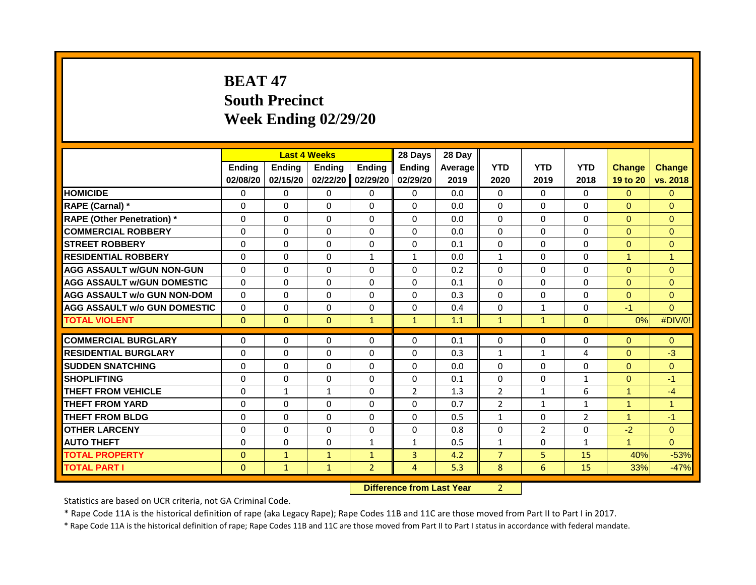# BEAT 47
# South Precinct
# Week Ending 02/29/20

| | Last 4 Weeks | | | | 28 Days | 28 Day | | | | | |
|---|---|---|---|---|---|---|---|---|---|---|---|
| | Ending 02/08/20 | Ending 02/15/20 | Ending 02/22/20 | Ending 02/29/20 | Ending 02/29/20 | Average 2019 | YTD 2020 | YTD 2019 | YTD 2018 | Change 19 to 20 | Change vs. 2018 |
| HOMICIDE | 0 | 0 | 0 | 0 | 0 | 0.0 | 0 | 0 | 0 | 0 | 0 |
| RAPE (Carnal) * | 0 | 0 | 0 | 0 | 0 | 0.0 | 0 | 0 | 0 | 0 | 0 |
| RAPE (Other Penetration) * | 0 | 0 | 0 | 0 | 0 | 0.0 | 0 | 0 | 0 | 0 | 0 |
| COMMERCIAL ROBBERY | 0 | 0 | 0 | 0 | 0 | 0.0 | 0 | 0 | 0 | 0 | 0 |
| STREET ROBBERY | 0 | 0 | 0 | 0 | 0 | 0.1 | 0 | 0 | 0 | 0 | 0 |
| RESIDENTIAL ROBBERY | 0 | 0 | 0 | 1 | 1 | 0.0 | 1 | 0 | 0 | 1 | 1 |
| AGG ASSAULT w/GUN NON-GUN | 0 | 0 | 0 | 0 | 0 | 0.2 | 0 | 0 | 0 | 0 | 0 |
| AGG ASSAULT w/GUN DOMESTIC | 0 | 0 | 0 | 0 | 0 | 0.1 | 0 | 0 | 0 | 0 | 0 |
| AGG ASSAULT w/o GUN NON-DOM | 0 | 0 | 0 | 0 | 0 | 0.3 | 0 | 0 | 0 | 0 | 0 |
| AGG ASSAULT w/o GUN DOMESTIC | 0 | 0 | 0 | 0 | 0 | 0.4 | 0 | 1 | 0 | -1 | 0 |
| TOTAL VIOLENT | 0 | 0 | 0 | 1 | 1 | 1.1 | 1 | 1 | 0 | 0% | #DIV/0! |
| COMMERCIAL BURGLARY | 0 | 0 | 0 | 0 | 0 | 0.1 | 0 | 0 | 0 | 0 | 0 |
| RESIDENTIAL BURGLARY | 0 | 0 | 0 | 0 | 0 | 0.3 | 1 | 1 | 4 | 0 | -3 |
| SUDDEN SNATCHING | 0 | 0 | 0 | 0 | 0 | 0.0 | 0 | 0 | 0 | 0 | 0 |
| SHOPLIFTING | 0 | 0 | 0 | 0 | 0 | 0.1 | 0 | 0 | 1 | 0 | -1 |
| THEFT FROM VEHICLE | 0 | 1 | 1 | 0 | 2 | 1.3 | 2 | 1 | 6 | 1 | -4 |
| THEFT FROM YARD | 0 | 0 | 0 | 0 | 0 | 0.7 | 2 | 1 | 1 | 1 | 1 |
| THEFT FROM BLDG | 0 | 0 | 0 | 0 | 0 | 0.5 | 1 | 0 | 2 | 1 | -1 |
| OTHER LARCENY | 0 | 0 | 0 | 0 | 0 | 0.8 | 0 | 2 | 0 | -2 | 0 |
| AUTO THEFT | 0 | 0 | 0 | 1 | 1 | 0.5 | 1 | 0 | 1 | 1 | 0 |
| TOTAL PROPERTY | 0 | 1 | 1 | 1 | 3 | 4.2 | 7 | 5 | 15 | 40% | -53% |
| TOTAL PART I | 0 | 1 | 1 | 2 | 4 | 5.3 | 8 | 6 | 15 | 33% | -47% |

**Difference from Last Year** 2

Statistics are based on UCR criteria, not GA Criminal Code.

* Rape Code 11A is the historical definition of rape (aka Legacy Rape); Rape Codes 11B and 11C are those moved from Part II to Part I in 2017.

* Rape Code 11A is the historical definition of rape; Rape Codes 11B and 11C are those moved from Part II to Part I status in accordance with federal mandate.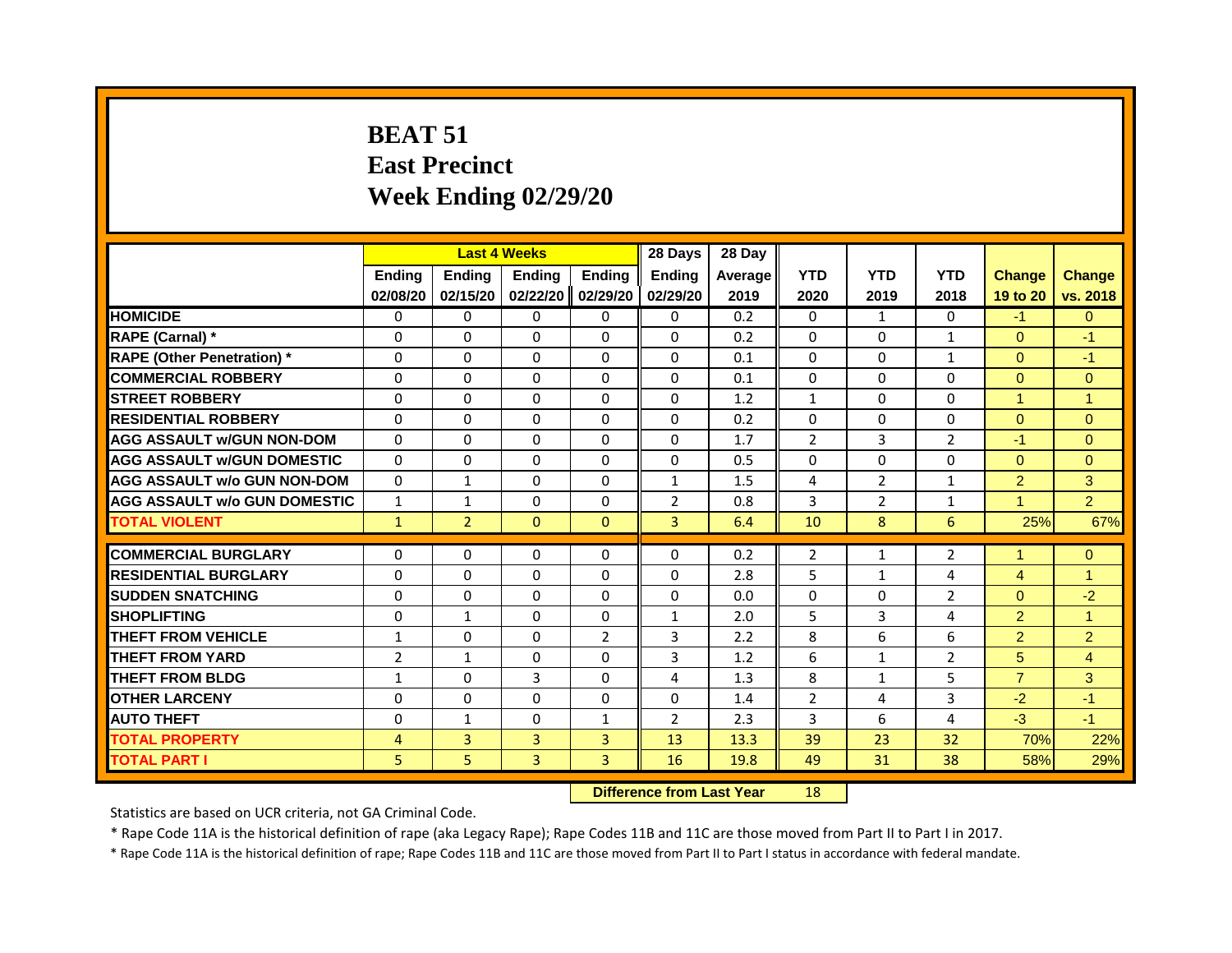# BEAT 51
# East Precinct
# Week Ending 02/29/20

| | Last 4 Weeks | | | | 28 Days | 28 Day | | | | | |
|---|---|---|---|---|---|---|---|---|---|---|---|
| | Ending 02/08/20 | Ending 02/15/20 | Ending 02/22/20 | Ending 02/29/20 | Ending 02/29/20 | Average 2019 | YTD 2020 | YTD 2019 | YTD 2018 | Change 19 to 20 | Change vs. 2018 |
| HOMICIDE | 0 | 0 | 0 | 0 | 0 | 0.2 | 0 | 1 | 0 | -1 | 0 |
| RAPE (Carnal) * | 0 | 0 | 0 | 0 | 0 | 0.2 | 0 | 0 | 1 | 0 | -1 |
| RAPE (Other Penetration) * | 0 | 0 | 0 | 0 | 0 | 0.1 | 0 | 0 | 1 | 0 | -1 |
| COMMERCIAL ROBBERY | 0 | 0 | 0 | 0 | 0 | 0.1 | 0 | 0 | 0 | 0 | 0 |
| STREET ROBBERY | 0 | 0 | 0 | 0 | 0 | 1.2 | 1 | 0 | 0 | 1 | 1 |
| RESIDENTIAL ROBBERY | 0 | 0 | 0 | 0 | 0 | 0.2 | 0 | 0 | 0 | 0 | 0 |
| AGG ASSAULT w/GUN NON-DOM | 0 | 0 | 0 | 0 | 0 | 1.7 | 2 | 3 | 2 | -1 | 0 |
| AGG ASSAULT w/GUN DOMESTIC | 0 | 0 | 0 | 0 | 0 | 0.5 | 0 | 0 | 0 | 0 | 0 |
| AGG ASSAULT w/o GUN NON-DOM | 0 | 1 | 0 | 0 | 1 | 1.5 | 4 | 2 | 1 | 2 | 3 |
| AGG ASSAULT w/o GUN DOMESTIC | 1 | 1 | 0 | 0 | 2 | 0.8 | 3 | 2 | 1 | 1 | 2 |
| TOTAL VIOLENT | 1 | 2 | 0 | 0 | 3 | 6.4 | 10 | 8 | 6 | 25% | 67% |
| COMMERCIAL BURGLARY | 0 | 0 | 0 | 0 | 0 | 0.2 | 2 | 1 | 2 | 1 | 0 |
| RESIDENTIAL BURGLARY | 0 | 0 | 0 | 0 | 0 | 2.8 | 5 | 1 | 4 | 4 | 1 |
| SUDDEN SNATCHING | 0 | 0 | 0 | 0 | 0 | 0.0 | 0 | 0 | 2 | 0 | -2 |
| SHOPLIFTING | 0 | 1 | 0 | 0 | 1 | 2.0 | 5 | 3 | 4 | 2 | 1 |
| THEFT FROM VEHICLE | 1 | 0 | 0 | 2 | 3 | 2.2 | 8 | 6 | 6 | 2 | 2 |
| THEFT FROM YARD | 2 | 1 | 0 | 0 | 3 | 1.2 | 6 | 1 | 2 | 5 | 4 |
| THEFT FROM BLDG | 1 | 0 | 3 | 0 | 4 | 1.3 | 8 | 1 | 5 | 7 | 3 |
| OTHER LARCENY | 0 | 0 | 0 | 0 | 0 | 1.4 | 2 | 4 | 3 | -2 | -1 |
| AUTO THEFT | 0 | 1 | 0 | 1 | 2 | 2.3 | 3 | 6 | 4 | -3 | -1 |
| TOTAL PROPERTY | 4 | 3 | 3 | 3 | 13 | 13.3 | 39 | 23 | 32 | 70% | 22% |
| TOTAL PART I | 5 | 5 | 3 | 3 | 16 | 19.8 | 49 | 31 | 38 | 58% | 29% |

**Difference from Last Year** 18

Statistics are based on UCR criteria, not GA Criminal Code.

* Rape Code 11A is the historical definition of rape (aka Legacy Rape); Rape Codes 11B and 11C are those moved from Part II to Part I in 2017.

* Rape Code 11A is the historical definition of rape; Rape Codes 11B and 11C are those moved from Part II to Part I status in accordance with federal mandate.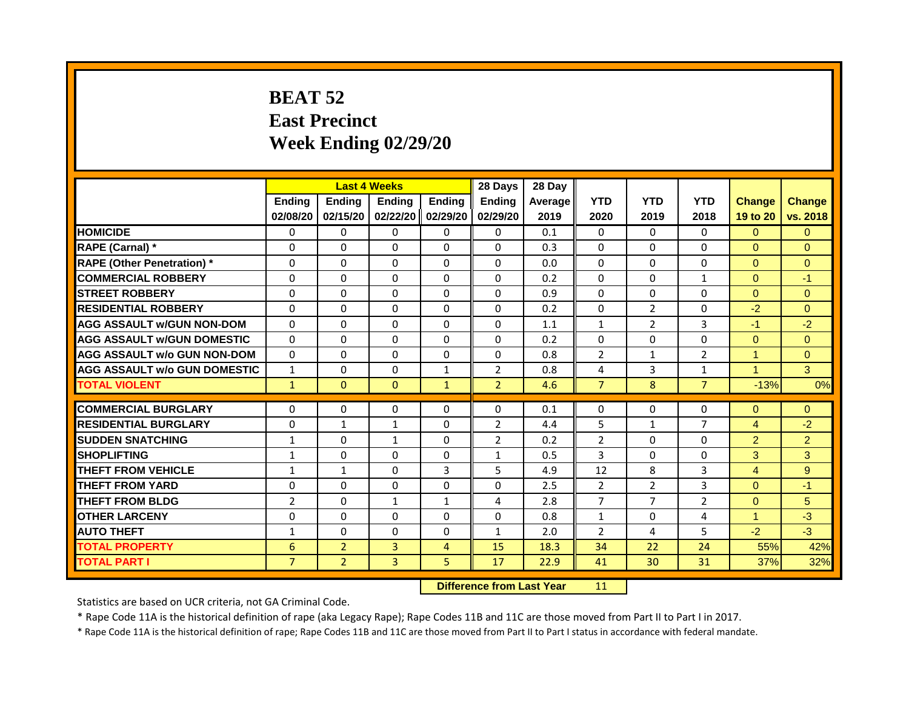# BEAT 52
# East Precinct
# Week Ending 02/29/20

| | Last 4 Weeks | | | | 28 Days | 28 Day | | | | | |
|---|---|---|---|---|---|---|---|---|---|---|---|
| | Ending 02/08/20 | Ending 02/15/20 | Ending 02/22/20 | Ending 02/29/20 | Ending 02/29/20 | Average 2019 | YTD 2020 | YTD 2019 | YTD 2018 | Change 19 to 20 | Change vs. 2018 |
| HOMICIDE | 0 | 0 | 0 | 0 | 0 | 0.1 | 0 | 0 | 0 | 0 | 0 |
| RAPE (Carnal) * | 0 | 0 | 0 | 0 | 0 | 0.3 | 0 | 0 | 0 | 0 | 0 |
| RAPE (Other Penetration) * | 0 | 0 | 0 | 0 | 0 | 0.0 | 0 | 0 | 0 | 0 | 0 |
| COMMERCIAL ROBBERY | 0 | 0 | 0 | 0 | 0 | 0.2 | 0 | 0 | 1 | 0 | -1 |
| STREET ROBBERY | 0 | 0 | 0 | 0 | 0 | 0.9 | 0 | 0 | 0 | 0 | 0 |
| RESIDENTIAL ROBBERY | 0 | 0 | 0 | 0 | 0 | 0.2 | 0 | 2 | 0 | -2 | 0 |
| AGG ASSAULT w/GUN NON-DOM | 0 | 0 | 0 | 0 | 0 | 1.1 | 1 | 2 | 3 | -1 | -2 |
| AGG ASSAULT w/GUN DOMESTIC | 0 | 0 | 0 | 0 | 0 | 0.2 | 0 | 0 | 0 | 0 | 0 |
| AGG ASSAULT w/o GUN NON-DOM | 0 | 0 | 0 | 0 | 0 | 0.8 | 2 | 1 | 2 | 1 | 0 |
| AGG ASSAULT w/o GUN DOMESTIC | 1 | 0 | 0 | 1 | 2 | 0.8 | 4 | 3 | 1 | 1 | 3 |
| TOTAL VIOLENT | 1 | 0 | 0 | 1 | 2 | 4.6 | 7 | 8 | 7 | -13% | 0% |
| COMMERCIAL BURGLARY | 0 | 0 | 0 | 0 | 0 | 0.1 | 0 | 0 | 0 | 0 | 0 |
| RESIDENTIAL BURGLARY | 0 | 1 | 1 | 0 | 2 | 4.4 | 5 | 1 | 7 | 4 | -2 |
| SUDDEN SNATCHING | 1 | 0 | 1 | 0 | 2 | 0.2 | 2 | 0 | 0 | 2 | 2 |
| SHOPLIFTING | 1 | 0 | 0 | 0 | 1 | 0.5 | 3 | 0 | 0 | 3 | 3 |
| THEFT FROM VEHICLE | 1 | 1 | 0 | 3 | 5 | 4.9 | 12 | 8 | 3 | 4 | 9 |
| THEFT FROM YARD | 0 | 0 | 0 | 0 | 0 | 2.5 | 2 | 2 | 3 | 0 | -1 |
| THEFT FROM BLDG | 2 | 0 | 1 | 1 | 4 | 2.8 | 7 | 7 | 2 | 0 | 5 |
| OTHER LARCENY | 0 | 0 | 0 | 0 | 0 | 0.8 | 1 | 0 | 4 | 1 | -3 |
| AUTO THEFT | 1 | 0 | 0 | 0 | 1 | 2.0 | 2 | 4 | 5 | -2 | -3 |
| TOTAL PROPERTY | 6 | 2 | 3 | 4 | 15 | 18.3 | 34 | 22 | 24 | 55% | 42% |
| TOTAL PART I | 7 | 2 | 3 | 5 | 17 | 22.9 | 41 | 30 | 31 | 37% | 32% |

**Difference from Last Year** 11

Statistics are based on UCR criteria, not GA Criminal Code.

* Rape Code 11A is the historical definition of rape (aka Legacy Rape); Rape Codes 11B and 11C are those moved from Part II to Part I in 2017.

* Rape Code 11A is the historical definition of rape; Rape Codes 11B and 11C are those moved from Part II to Part I status in accordance with federal mandate.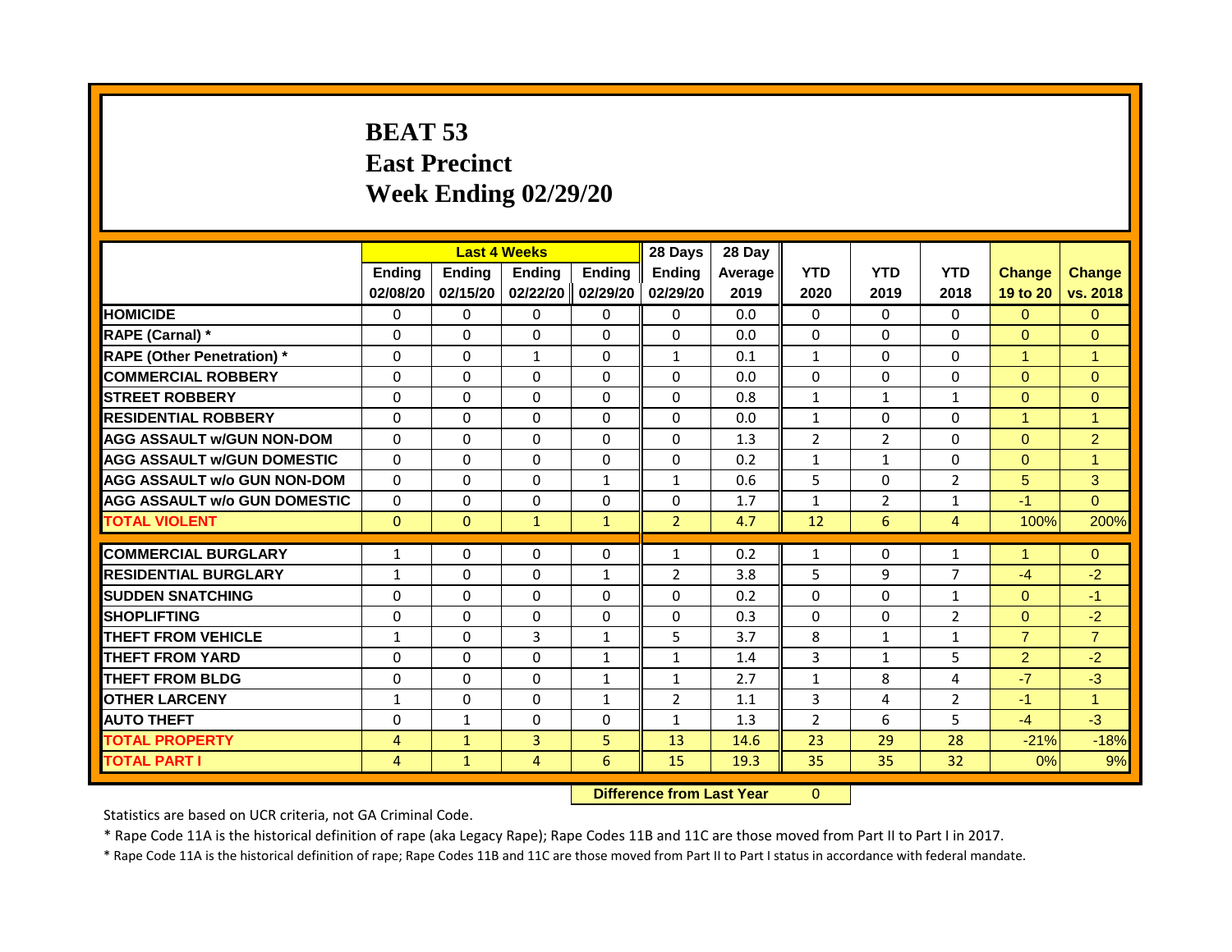# BEAT 53
## East Precinct
## Week Ending 02/29/20

| | Last 4 Weeks | | | | 28 Days | 28 Day | | | | | |
|---|---|---|---|---|---|---|---|---|---|---|---|
| | Ending 02/08/20 | Ending 02/15/20 | Ending 02/22/20 | Ending 02/29/20 | Ending 02/29/20 | Average 2019 | YTD 2020 | YTD 2019 | YTD 2018 | Change 19 to 20 | Change vs. 2018 |
| HOMICIDE | 0 | 0 | 0 | 0 | 0 | 0.0 | 0 | 0 | 0 | 0 | 0 |
| RAPE (Carnal) * | 0 | 0 | 0 | 0 | 0 | 0.0 | 0 | 0 | 0 | 0 | 0 |
| RAPE (Other Penetration) * | 0 | 0 | 1 | 0 | 1 | 0.1 | 1 | 0 | 0 | 1 | 1 |
| COMMERCIAL ROBBERY | 0 | 0 | 0 | 0 | 0 | 0.0 | 0 | 0 | 0 | 0 | 0 |
| STREET ROBBERY | 0 | 0 | 0 | 0 | 0 | 0.8 | 1 | 1 | 1 | 0 | 0 |
| RESIDENTIAL ROBBERY | 0 | 0 | 0 | 0 | 0 | 0.0 | 1 | 0 | 0 | 1 | 1 |
| AGG ASSAULT w/GUN NON-DOM | 0 | 0 | 0 | 0 | 0 | 1.3 | 2 | 2 | 0 | 0 | 2 |
| AGG ASSAULT w/GUN DOMESTIC | 0 | 0 | 0 | 0 | 0 | 0.2 | 1 | 1 | 0 | 0 | 1 |
| AGG ASSAULT w/o GUN NON-DOM | 0 | 0 | 0 | 1 | 1 | 0.6 | 5 | 0 | 2 | 5 | 3 |
| AGG ASSAULT w/o GUN DOMESTIC | 0 | 0 | 0 | 0 | 0 | 1.7 | 1 | 2 | 1 | -1 | 0 |
| TOTAL VIOLENT | 0 | 0 | 1 | 1 | 2 | 4.7 | 12 | 6 | 4 | 100% | 200% |
| COMMERCIAL BURGLARY | 1 | 0 | 0 | 0 | 1 | 0.2 | 1 | 0 | 1 | 1 | 0 |
| RESIDENTIAL BURGLARY | 1 | 0 | 0 | 1 | 2 | 3.8 | 5 | 9 | 7 | -4 | -2 |
| SUDDEN SNATCHING | 0 | 0 | 0 | 0 | 0 | 0.2 | 0 | 0 | 1 | 0 | -1 |
| SHOPLIFTING | 0 | 0 | 0 | 0 | 0 | 0.3 | 0 | 0 | 2 | 0 | -2 |
| THEFT FROM VEHICLE | 1 | 0 | 3 | 1 | 5 | 3.7 | 8 | 1 | 1 | 7 | 7 |
| THEFT FROM YARD | 0 | 0 | 0 | 1 | 1 | 1.4 | 3 | 1 | 5 | 2 | -2 |
| THEFT FROM BLDG | 0 | 0 | 0 | 1 | 1 | 2.7 | 1 | 8 | 4 | -7 | -3 |
| OTHER LARCENY | 1 | 0 | 0 | 1 | 2 | 1.1 | 3 | 4 | 2 | -1 | 1 |
| AUTO THEFT | 0 | 1 | 0 | 0 | 1 | 1.3 | 2 | 6 | 5 | -4 | -3 |
| TOTAL PROPERTY | 4 | 1 | 3 | 5 | 13 | 14.6 | 23 | 29 | 28 | -21% | -18% |
| TOTAL PART I | 4 | 1 | 4 | 6 | 15 | 19.3 | 35 | 35 | 32 | 0% | 9% |

**Difference from Last Year** 0

Statistics are based on UCR criteria, not GA Criminal Code.

* Rape Code 11A is the historical definition of rape (aka Legacy Rape); Rape Codes 11B and 11C are those moved from Part II to Part I in 2017.

* Rape Code 11A is the historical definition of rape; Rape Codes 11B and 11C are those moved from Part II to Part I status in accordance with federal mandate.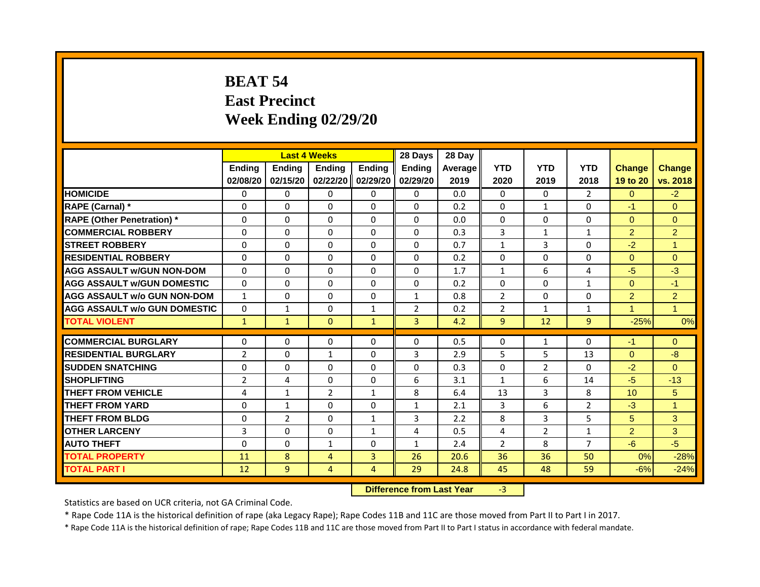# BEAT 54
# East Precinct
# Week Ending 02/29/20

| | Last 4 Weeks | | | | 28 Days | 28 Day | | | | | |
|---|---|---|---|---|---|---|---|---|---|---|---|
| | Ending 02/08/20 | Ending 02/15/20 | Ending 02/22/20 | Ending 02/29/20 | Ending 02/29/20 | Average 2019 | YTD 2020 | YTD 2019 | YTD 2018 | Change 19 to 20 | Change vs. 2018 |
| HOMICIDE | 0 | 0 | 0 | 0 | 0 | 0.0 | 0 | 0 | 2 | 0 | -2 |
| RAPE (Carnal) * | 0 | 0 | 0 | 0 | 0 | 0.2 | 0 | 1 | 0 | -1 | 0 |
| RAPE (Other Penetration) * | 0 | 0 | 0 | 0 | 0 | 0.0 | 0 | 0 | 0 | 0 | 0 |
| COMMERCIAL ROBBERY | 0 | 0 | 0 | 0 | 0 | 0.3 | 3 | 1 | 1 | 2 | 2 |
| STREET ROBBERY | 0 | 0 | 0 | 0 | 0 | 0.7 | 1 | 3 | 0 | -2 | 1 |
| RESIDENTIAL ROBBERY | 0 | 0 | 0 | 0 | 0 | 0.2 | 0 | 0 | 0 | 0 | 0 |
| AGG ASSAULT w/GUN NON-DOM | 0 | 0 | 0 | 0 | 0 | 1.7 | 1 | 6 | 4 | -5 | -3 |
| AGG ASSAULT w/GUN DOMESTIC | 0 | 0 | 0 | 0 | 0 | 0.2 | 0 | 0 | 1 | 0 | -1 |
| AGG ASSAULT w/o GUN NON-DOM | 1 | 0 | 0 | 0 | 1 | 0.8 | 2 | 0 | 0 | 2 | 2 |
| AGG ASSAULT w/o GUN DOMESTIC | 0 | 1 | 0 | 1 | 2 | 0.2 | 2 | 1 | 1 | 1 | 1 |
| TOTAL VIOLENT | 1 | 1 | 0 | 1 | 3 | 4.2 | 9 | 12 | 9 | -25% | 0% |
| COMMERCIAL BURGLARY | 0 | 0 | 0 | 0 | 0 | 0.5 | 0 | 1 | 0 | -1 | 0 |
| RESIDENTIAL BURGLARY | 2 | 0 | 1 | 0 | 3 | 2.9 | 5 | 5 | 13 | 0 | -8 |
| SUDDEN SNATCHING | 0 | 0 | 0 | 0 | 0 | 0.3 | 0 | 2 | 0 | -2 | 0 |
| SHOPLIFTING | 2 | 4 | 0 | 0 | 6 | 3.1 | 1 | 6 | 14 | -5 | -13 |
| THEFT FROM VEHICLE | 4 | 1 | 2 | 1 | 8 | 6.4 | 13 | 3 | 8 | 10 | 5 |
| THEFT FROM YARD | 0 | 1 | 0 | 0 | 1 | 2.1 | 3 | 6 | 2 | -3 | 1 |
| THEFT FROM BLDG | 0 | 2 | 0 | 1 | 3 | 2.2 | 8 | 3 | 5 | 5 | 3 |
| OTHER LARCENY | 3 | 0 | 0 | 1 | 4 | 0.5 | 4 | 2 | 1 | 2 | 3 |
| AUTO THEFT | 0 | 0 | 1 | 0 | 1 | 2.4 | 2 | 8 | 7 | -6 | -5 |
| TOTAL PROPERTY | 11 | 8 | 4 | 3 | 26 | 20.6 | 36 | 36 | 50 | 0% | -28% |
| TOTAL PART I | 12 | 9 | 4 | 4 | 29 | 24.8 | 45 | 48 | 59 | -6% | -24% |

**Difference from Last Year** -3

Statistics are based on UCR criteria, not GA Criminal Code.

* Rape Code 11A is the historical definition of rape (aka Legacy Rape); Rape Codes 11B and 11C are those moved from Part II to Part I in 2017.

* Rape Code 11A is the historical definition of rape; Rape Codes 11B and 11C are those moved from Part II to Part I status in accordance with federal mandate.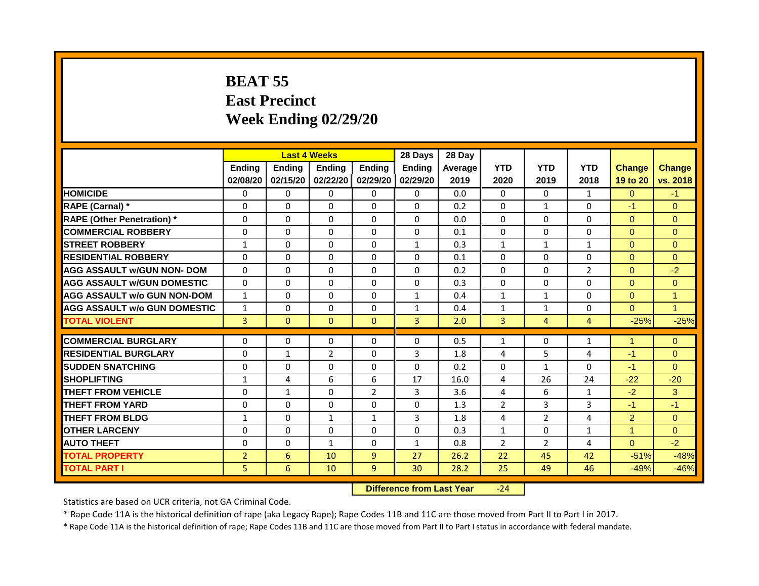# BEAT 55
# East Precinct
# Week Ending 02/29/20

| | Last 4 Weeks | | | | 28 Days | 28 Day | | | | | |
|---|---|---|---|---|---|---|---|---|---|---|---|
| | Ending 02/08/20 | Ending 02/15/20 | Ending 02/22/20 | Ending 02/29/20 | Ending 02/29/20 | Average 2019 | YTD 2020 | YTD 2019 | YTD 2018 | Change 19 to 20 | Change vs. 2018 |
| HOMICIDE | 0 | 0 | 0 | 0 | 0 | 0.0 | 0 | 0 | 1 | 0 | -1 |
| RAPE (Carnal) * | 0 | 0 | 0 | 0 | 0 | 0.2 | 0 | 1 | 0 | -1 | 0 |
| RAPE (Other Penetration) * | 0 | 0 | 0 | 0 | 0 | 0.0 | 0 | 0 | 0 | 0 | 0 |
| COMMERCIAL ROBBERY | 0 | 0 | 0 | 0 | 0 | 0.1 | 0 | 0 | 0 | 0 | 0 |
| STREET ROBBERY | 1 | 0 | 0 | 0 | 1 | 0.3 | 1 | 1 | 1 | 0 | 0 |
| RESIDENTIAL ROBBERY | 0 | 0 | 0 | 0 | 0 | 0.1 | 0 | 0 | 0 | 0 | 0 |
| AGG ASSAULT w/GUN NON- DOM | 0 | 0 | 0 | 0 | 0 | 0.2 | 0 | 0 | 2 | 0 | -2 |
| AGG ASSAULT w/GUN DOMESTIC | 0 | 0 | 0 | 0 | 0 | 0.3 | 0 | 0 | 0 | 0 | 0 |
| AGG ASSAULT w/o GUN NON-DOM | 1 | 0 | 0 | 0 | 1 | 0.4 | 1 | 1 | 0 | 0 | 1 |
| AGG ASSAULT w/o GUN DOMESTIC | 1 | 0 | 0 | 0 | 1 | 0.4 | 1 | 1 | 0 | 0 | 1 |
| TOTAL VIOLENT | 3 | 0 | 0 | 0 | 3 | 2.0 | 3 | 4 | 4 | -25% | -25% |
| COMMERCIAL BURGLARY | 0 | 0 | 0 | 0 | 0 | 0.5 | 1 | 0 | 1 | 1 | 0 |
| RESIDENTIAL BURGLARY | 0 | 1 | 2 | 0 | 3 | 1.8 | 4 | 5 | 4 | -1 | 0 |
| SUDDEN SNATCHING | 0 | 0 | 0 | 0 | 0 | 0.2 | 0 | 1 | 0 | -1 | 0 |
| SHOPLIFTING | 1 | 4 | 6 | 6 | 17 | 16.0 | 4 | 26 | 24 | -22 | -20 |
| THEFT FROM VEHICLE | 0 | 1 | 0 | 2 | 3 | 3.6 | 4 | 6 | 1 | -2 | 3 |
| THEFT FROM YARD | 0 | 0 | 0 | 0 | 0 | 1.3 | 2 | 3 | 3 | -1 | -1 |
| THEFT FROM BLDG | 1 | 0 | 1 | 1 | 3 | 1.8 | 4 | 2 | 4 | 2 | 0 |
| OTHER LARCENY | 0 | 0 | 0 | 0 | 0 | 0.3 | 1 | 0 | 1 | 1 | 0 |
| AUTO THEFT | 0 | 0 | 1 | 0 | 1 | 0.8 | 2 | 2 | 4 | 0 | -2 |
| TOTAL PROPERTY | 2 | 6 | 10 | 9 | 27 | 26.2 | 22 | 45 | 42 | -51% | -48% |
| TOTAL PART I | 5 | 6 | 10 | 9 | 30 | 28.2 | 25 | 49 | 46 | -49% | -46% |

**Difference from Last Year** -24

Statistics are based on UCR criteria, not GA Criminal Code.

* Rape Code 11A is the historical definition of rape (aka Legacy Rape); Rape Codes 11B and 11C are those moved from Part II to Part I in 2017.

* Rape Code 11A is the historical definition of rape; Rape Codes 11B and 11C are those moved from Part II to Part I status in accordance with federal mandate.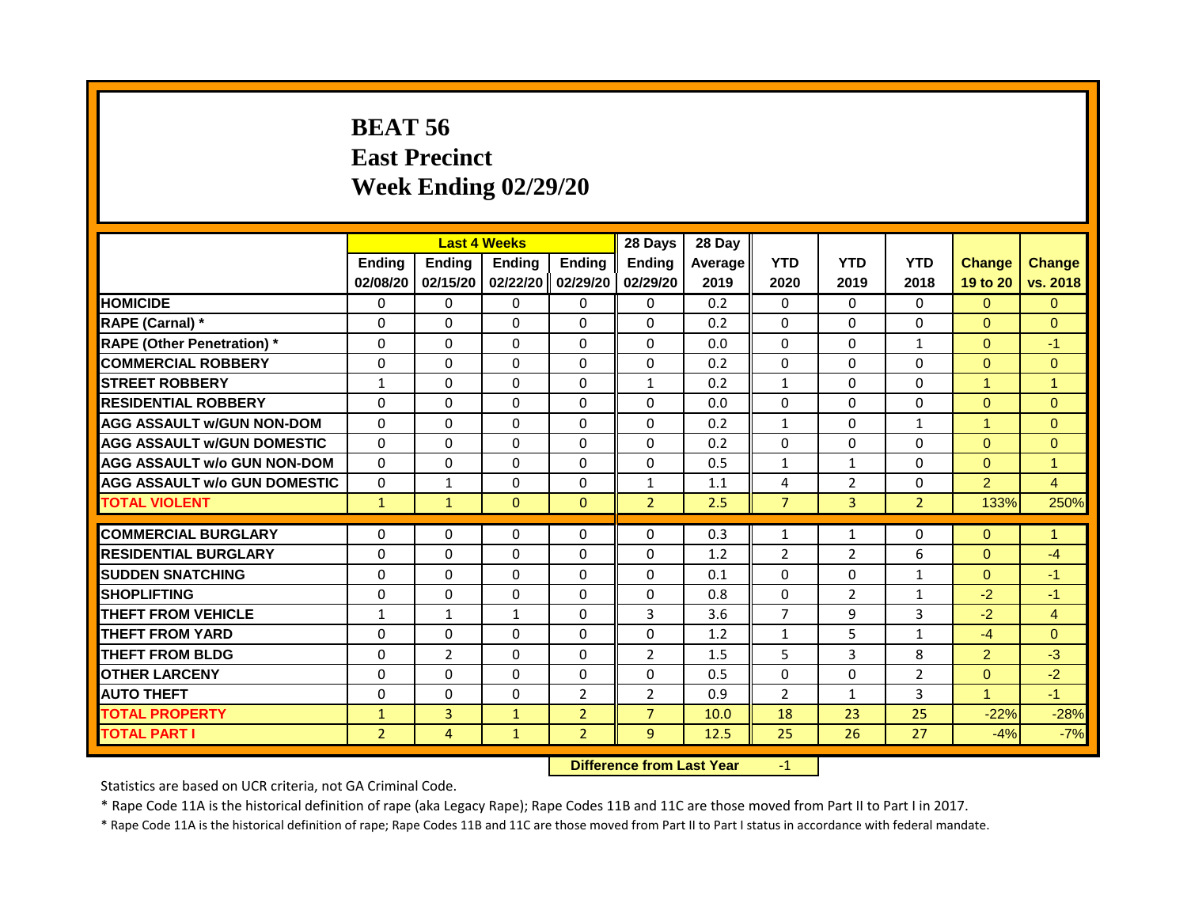# BEAT 56
# East Precinct
# Week Ending 02/29/20

| | Last 4 Weeks | | | | 28 Days | 28 Day | | | | | |
|---|---|---|---|---|---|---|---|---|---|---|---|
| | Ending 02/08/20 | Ending 02/15/20 | Ending 02/22/20 | Ending 02/29/20 | Ending 02/29/20 | Average 2019 | YTD 2020 | YTD 2019 | YTD 2018 | Change 19 to 20 | Change vs. 2018 |
| HOMICIDE | 0 | 0 | 0 | 0 | 0 | 0.2 | 0 | 0 | 0 | 0 | 0 |
| RAPE (Carnal) * | 0 | 0 | 0 | 0 | 0 | 0.2 | 0 | 0 | 0 | 0 | 0 |
| RAPE (Other Penetration) * | 0 | 0 | 0 | 0 | 0 | 0.0 | 0 | 0 | 1 | 0 | -1 |
| COMMERCIAL ROBBERY | 0 | 0 | 0 | 0 | 0 | 0.2 | 0 | 0 | 0 | 0 | 0 |
| STREET ROBBERY | 1 | 0 | 0 | 0 | 1 | 0.2 | 1 | 0 | 0 | 1 | 1 |
| RESIDENTIAL ROBBERY | 0 | 0 | 0 | 0 | 0 | 0.0 | 0 | 0 | 0 | 0 | 0 |
| AGG ASSAULT w/GUN NON-DOM | 0 | 0 | 0 | 0 | 0 | 0.2 | 1 | 0 | 1 | 1 | 0 |
| AGG ASSAULT w/GUN DOMESTIC | 0 | 0 | 0 | 0 | 0 | 0.2 | 0 | 0 | 0 | 0 | 0 |
| AGG ASSAULT w/o GUN NON-DOM | 0 | 0 | 0 | 0 | 0 | 0.5 | 1 | 1 | 0 | 0 | 1 |
| AGG ASSAULT w/o GUN DOMESTIC | 0 | 1 | 0 | 0 | 1 | 1.1 | 4 | 2 | 0 | 2 | 4 |
| TOTAL VIOLENT | 1 | 1 | 0 | 0 | 2 | 2.5 | 7 | 3 | 2 | 133% | 250% |
| COMMERCIAL BURGLARY | 0 | 0 | 0 | 0 | 0 | 0.3 | 1 | 1 | 0 | 0 | 1 |
| RESIDENTIAL BURGLARY | 0 | 0 | 0 | 0 | 0 | 1.2 | 2 | 2 | 6 | 0 | -4 |
| SUDDEN SNATCHING | 0 | 0 | 0 | 0 | 0 | 0.1 | 0 | 0 | 1 | 0 | -1 |
| SHOPLIFTING | 0 | 0 | 0 | 0 | 0 | 0.8 | 0 | 2 | 1 | -2 | -1 |
| THEFT FROM VEHICLE | 1 | 1 | 1 | 0 | 3 | 3.6 | 7 | 9 | 3 | -2 | 4 |
| THEFT FROM YARD | 0 | 0 | 0 | 0 | 0 | 1.2 | 1 | 5 | 1 | -4 | 0 |
| THEFT FROM BLDG | 0 | 2 | 0 | 0 | 2 | 1.5 | 5 | 3 | 8 | 2 | -3 |
| OTHER LARCENY | 0 | 0 | 0 | 0 | 0 | 0.5 | 0 | 0 | 2 | 0 | -2 |
| AUTO THEFT | 0 | 0 | 0 | 2 | 2 | 0.9 | 2 | 1 | 3 | 1 | -1 |
| TOTAL PROPERTY | 1 | 3 | 1 | 2 | 7 | 10.0 | 18 | 23 | 25 | -22% | -28% |
| TOTAL PART I | 2 | 4 | 1 | 2 | 9 | 12.5 | 25 | 26 | 27 | -4% | -7% |

**Difference from Last Year** -1

Statistics are based on UCR criteria, not GA Criminal Code.

* Rape Code 11A is the historical definition of rape (aka Legacy Rape); Rape Codes 11B and 11C are those moved from Part II to Part I in 2017.

* Rape Code 11A is the historical definition of rape; Rape Codes 11B and 11C are those moved from Part II to Part I status in accordance with federal mandate.